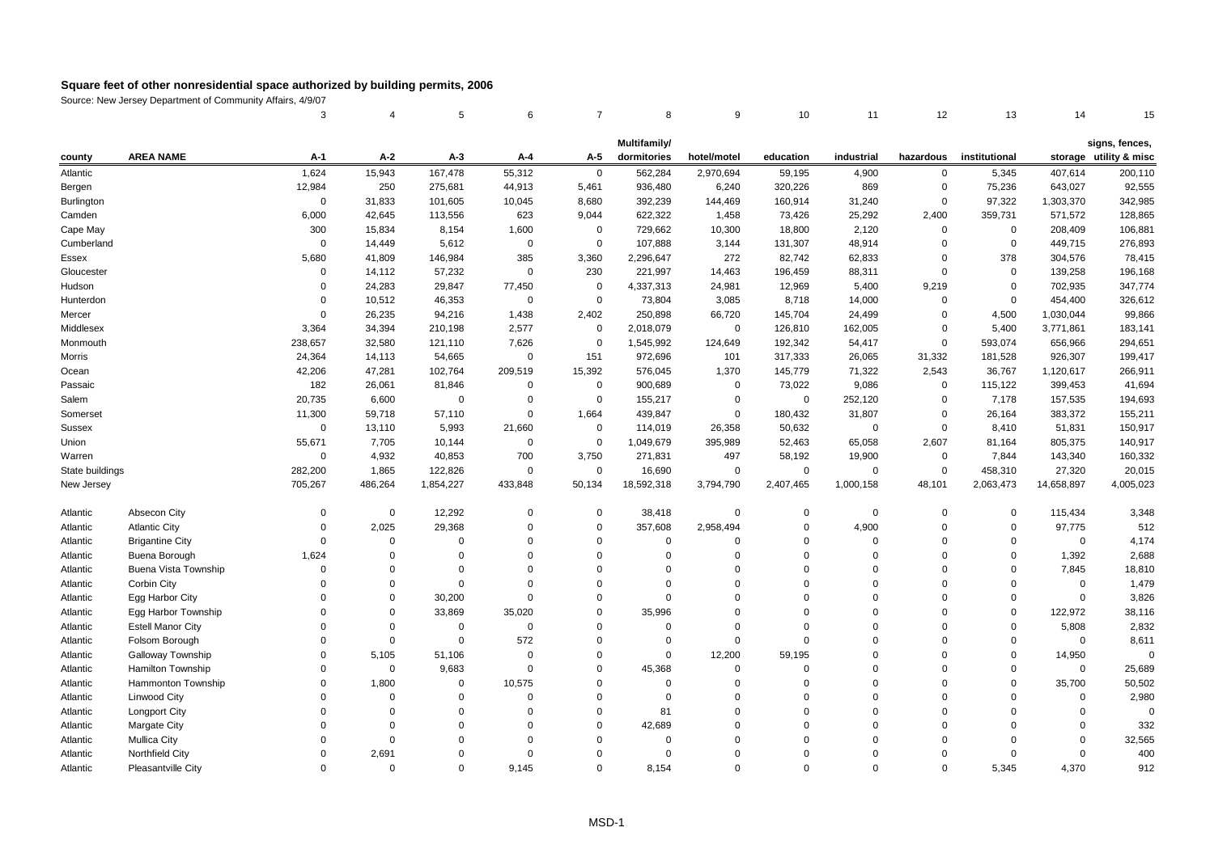# Square feet of other nonresidential space authorized by building permits, 2006

Source: New Jersey Department of Community Affairs, 4/9/07

| | | 3 | 4 | 5 | 6 | 7 | 8 | 9 | 10 | 11 | 12 | 13 | 14 | 15 |
|---|---|---|---|---|---|---|---|---|---|---|---|---|---|---|
| county | AREA NAME | A-1 | A-2 | A-3 | A-4 | A-5 | Multifamily/ dormitories | hotel/motel | education | industrial | hazardous | institutional | storage | signs, fences, utility & misc |
| Atlantic | | 1,624 | 15,943 | 167,478 | 55,312 | 0 | 562,284 | 2,970,694 | 59,195 | 4,900 | 0 | 5,345 | 407,614 | 200,110 |
| Bergen | | 12,984 | 250 | 275,681 | 44,913 | 5,461 | 936,480 | 6,240 | 320,226 | 869 | 0 | 75,236 | 643,027 | 92,555 |
| Burlington | | 0 | 31,833 | 101,605 | 10,045 | 8,680 | 392,239 | 144,469 | 160,914 | 31,240 | 0 | 97,322 | 1,303,370 | 342,985 |
| Camden | | 6,000 | 42,645 | 113,556 | 623 | 9,044 | 622,322 | 1,458 | 73,426 | 25,292 | 2,400 | 359,731 | 571,572 | 128,865 |
| Cape May | | 300 | 15,834 | 8,154 | 1,600 | 0 | 729,662 | 10,300 | 18,800 | 2,120 | 0 | 0 | 208,409 | 106,881 |
| Cumberland | | 0 | 14,449 | 5,612 | 0 | 0 | 107,888 | 3,144 | 131,307 | 48,914 | 0 | 0 | 449,715 | 276,893 |
| Essex | | 5,680 | 41,809 | 146,984 | 385 | 3,360 | 2,296,647 | 272 | 82,742 | 62,833 | 0 | 378 | 304,576 | 78,415 |
| Gloucester | | 0 | 14,112 | 57,232 | 0 | 230 | 221,997 | 14,463 | 196,459 | 88,311 | 0 | 0 | 139,258 | 196,168 |
| Hudson | | 0 | 24,283 | 29,847 | 77,450 | 0 | 4,337,313 | 24,981 | 12,969 | 5,400 | 9,219 | 0 | 702,935 | 347,774 |
| Hunterdon | | 0 | 10,512 | 46,353 | 0 | 0 | 73,804 | 3,085 | 8,718 | 14,000 | 0 | 0 | 454,400 | 326,612 |
| Mercer | | 0 | 26,235 | 94,216 | 1,438 | 2,402 | 250,898 | 66,720 | 145,704 | 24,499 | 0 | 4,500 | 1,030,044 | 99,866 |
| Middlesex | | 3,364 | 34,394 | 210,198 | 2,577 | 0 | 2,018,079 | 0 | 126,810 | 162,005 | 0 | 5,400 | 3,771,861 | 183,141 |
| Monmouth | | 238,657 | 32,580 | 121,110 | 7,626 | 0 | 1,545,992 | 124,649 | 192,342 | 54,417 | 0 | 593,074 | 656,966 | 294,651 |
| Morris | | 24,364 | 14,113 | 54,665 | 0 | 151 | 972,696 | 101 | 317,333 | 26,065 | 31,332 | 181,528 | 926,307 | 199,417 |
| Ocean | | 42,206 | 47,281 | 102,764 | 209,519 | 15,392 | 576,045 | 1,370 | 145,779 | 71,322 | 2,543 | 36,767 | 1,120,617 | 266,911 |
| Passaic | | 182 | 26,061 | 81,846 | 0 | 0 | 900,689 | 0 | 73,022 | 9,086 | 0 | 115,122 | 399,453 | 41,694 |
| Salem | | 20,735 | 6,600 | 0 | 0 | 0 | 155,217 | 0 | 0 | 252,120 | 0 | 7,178 | 157,535 | 194,693 |
| Somerset | | 11,300 | 59,718 | 57,110 | 0 | 1,664 | 439,847 | 0 | 180,432 | 31,807 | 0 | 26,164 | 383,372 | 155,211 |
| Sussex | | 0 | 13,110 | 5,993 | 21,660 | 0 | 114,019 | 26,358 | 50,632 | 0 | 0 | 8,410 | 51,831 | 150,917 |
| Union | | 55,671 | 7,705 | 10,144 | 0 | 0 | 1,049,679 | 395,989 | 52,463 | 65,058 | 2,607 | 81,164 | 805,375 | 140,917 |
| Warren | | 0 | 4,932 | 40,853 | 700 | 3,750 | 271,831 | 497 | 58,192 | 19,900 | 0 | 7,844 | 143,340 | 160,332 |
| State buildings | | 282,200 | 1,865 | 122,826 | 0 | 0 | 16,690 | 0 | 0 | 0 | 0 | 458,310 | 27,320 | 20,015 |
| New Jersey | | 705,267 | 486,264 | 1,854,227 | 433,848 | 50,134 | 18,592,318 | 3,794,790 | 2,407,465 | 1,000,158 | 48,101 | 2,063,473 | 14,658,897 | 4,005,023 |
| Atlantic | Absecon City | 0 | 0 | 12,292 | 0 | 0 | 38,418 | 0 | 0 | 0 | 0 | 0 | 115,434 | 3,348 |
| Atlantic | Atlantic City | 0 | 2,025 | 29,368 | 0 | 0 | 357,608 | 2,958,494 | 0 | 4,900 | 0 | 0 | 97,775 | 512 |
| Atlantic | Brigantine City | 0 | 0 | 0 | 0 | 0 | 0 | 0 | 0 | 0 | 0 | 0 | 0 | 4,174 |
| Atlantic | Buena Borough | 1,624 | 0 | 0 | 0 | 0 | 0 | 0 | 0 | 0 | 0 | 0 | 1,392 | 2,688 |
| Atlantic | Buena Vista Township | 0 | 0 | 0 | 0 | 0 | 0 | 0 | 0 | 0 | 0 | 0 | 7,845 | 18,810 |
| Atlantic | Corbin City | 0 | 0 | 0 | 0 | 0 | 0 | 0 | 0 | 0 | 0 | 0 | 0 | 1,479 |
| Atlantic | Egg Harbor City | 0 | 0 | 30,200 | 0 | 0 | 0 | 0 | 0 | 0 | 0 | 0 | 0 | 3,826 |
| Atlantic | Egg Harbor Township | 0 | 0 | 33,869 | 35,020 | 0 | 35,996 | 0 | 0 | 0 | 0 | 0 | 122,972 | 38,116 |
| Atlantic | Estell Manor City | 0 | 0 | 0 | 0 | 0 | 0 | 0 | 0 | 0 | 0 | 0 | 5,808 | 2,832 |
| Atlantic | Folsom Borough | 0 | 0 | 0 | 572 | 0 | 0 | 0 | 0 | 0 | 0 | 0 | 0 | 8,611 |
| Atlantic | Galloway Township | 0 | 5,105 | 51,106 | 0 | 0 | 0 | 12,200 | 59,195 | 0 | 0 | 0 | 14,950 | 0 |
| Atlantic | Hamilton Township | 0 | 0 | 9,683 | 0 | 0 | 45,368 | 0 | 0 | 0 | 0 | 0 | 0 | 25,689 |
| Atlantic | Hammonton Township | 0 | 1,800 | 0 | 10,575 | 0 | 0 | 0 | 0 | 0 | 0 | 0 | 35,700 | 50,502 |
| Atlantic | Linwood City | 0 | 0 | 0 | 0 | 0 | 0 | 0 | 0 | 0 | 0 | 0 | 0 | 2,980 |
| Atlantic | Longport City | 0 | 0 | 0 | 0 | 0 | 81 | 0 | 0 | 0 | 0 | 0 | 0 | 0 |
| Atlantic | Margate City | 0 | 0 | 0 | 0 | 0 | 42,689 | 0 | 0 | 0 | 0 | 0 | 0 | 332 |
| Atlantic | Mullica City | 0 | 0 | 0 | 0 | 0 | 0 | 0 | 0 | 0 | 0 | 0 | 0 | 32,565 |
| Atlantic | Northfield City | 0 | 2,691 | 0 | 0 | 0 | 0 | 0 | 0 | 0 | 0 | 0 | 0 | 400 |
| Atlantic | Pleasantville City | 0 | 0 | 0 | 9,145 | 0 | 8,154 | 0 | 0 | 0 | 0 | 5,345 | 4,370 | 912 |

MSD-1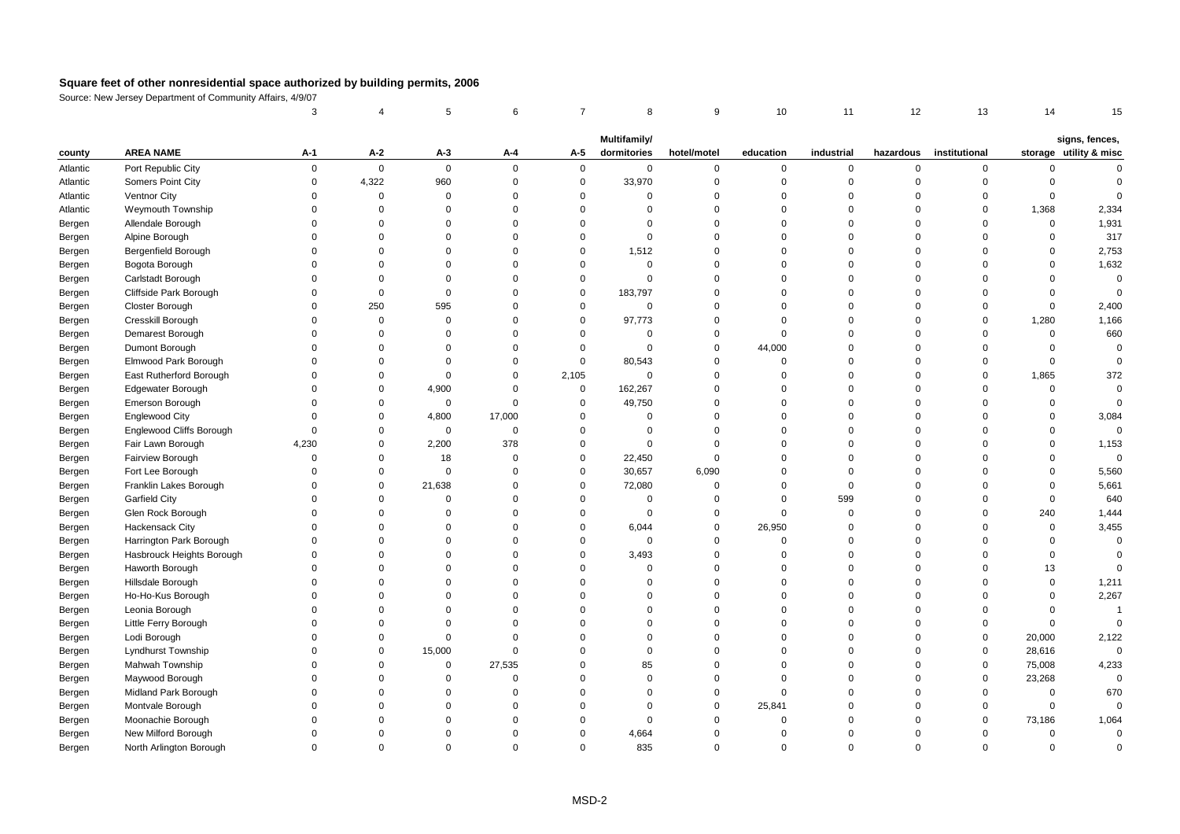# Square feet of other nonresidential space authorized by building permits, 2006

Source: New Jersey Department of Community Affairs, 4/9/07

| | | 3 | 4 | 5 | 6 | 7 | 8 | 9 | 10 | 11 | 12 | 13 | 14 | 15 |
|---|---|---|---|---|---|---|---|---|---|---|---|---|---|---|
| county | AREA NAME | A-1 | A-2 | A-3 | A-4 | A-5 | Multifamily/ dormitories | hotel/motel | education | industrial | hazardous | institutional | storage | signs, fences, utility & misc |
| Atlantic | Port Republic City | 0 | 0 | 0 | 0 | 0 | 0 | 0 | 0 | 0 | 0 | 0 | 0 | 0 |
| Atlantic | Somers Point City | 0 | 4,322 | 960 | 0 | 0 | 33,970 | 0 | 0 | 0 | 0 | 0 | 0 | 0 |
| Atlantic | Ventnor City | 0 | 0 | 0 | 0 | 0 | 0 | 0 | 0 | 0 | 0 | 0 | 0 | 0 |
| Atlantic | Weymouth Township | 0 | 0 | 0 | 0 | 0 | 0 | 0 | 0 | 0 | 0 | 0 | 1,368 | 2,334 |
| Bergen | Allendale Borough | 0 | 0 | 0 | 0 | 0 | 0 | 0 | 0 | 0 | 0 | 0 | 0 | 1,931 |
| Bergen | Alpine Borough | 0 | 0 | 0 | 0 | 0 | 0 | 0 | 0 | 0 | 0 | 0 | 0 | 317 |
| Bergen | Bergenfield Borough | 0 | 0 | 0 | 0 | 0 | 1,512 | 0 | 0 | 0 | 0 | 0 | 0 | 2,753 |
| Bergen | Bogota Borough | 0 | 0 | 0 | 0 | 0 | 0 | 0 | 0 | 0 | 0 | 0 | 0 | 1,632 |
| Bergen | Carlstadt Borough | 0 | 0 | 0 | 0 | 0 | 0 | 0 | 0 | 0 | 0 | 0 | 0 | 0 |
| Bergen | Cliffside Park Borough | 0 | 0 | 0 | 0 | 0 | 183,797 | 0 | 0 | 0 | 0 | 0 | 0 | 0 |
| Bergen | Closter Borough | 0 | 250 | 595 | 0 | 0 | 0 | 0 | 0 | 0 | 0 | 0 | 0 | 2,400 |
| Bergen | Cresskill Borough | 0 | 0 | 0 | 0 | 0 | 97,773 | 0 | 0 | 0 | 0 | 0 | 1,280 | 1,166 |
| Bergen | Demarest Borough | 0 | 0 | 0 | 0 | 0 | 0 | 0 | 0 | 0 | 0 | 0 | 0 | 660 |
| Bergen | Dumont Borough | 0 | 0 | 0 | 0 | 0 | 0 | 0 | 44,000 | 0 | 0 | 0 | 0 | 0 |
| Bergen | Elmwood Park Borough | 0 | 0 | 0 | 0 | 0 | 80,543 | 0 | 0 | 0 | 0 | 0 | 0 | 0 |
| Bergen | East Rutherford Borough | 0 | 0 | 0 | 0 | 2,105 | 0 | 0 | 0 | 0 | 0 | 0 | 1,865 | 372 |
| Bergen | Edgewater Borough | 0 | 0 | 4,900 | 0 | 0 | 162,267 | 0 | 0 | 0 | 0 | 0 | 0 | 0 |
| Bergen | Emerson Borough | 0 | 0 | 0 | 0 | 0 | 49,750 | 0 | 0 | 0 | 0 | 0 | 0 | 0 |
| Bergen | Englewood City | 0 | 0 | 4,800 | 17,000 | 0 | 0 | 0 | 0 | 0 | 0 | 0 | 0 | 3,084 |
| Bergen | Englewood Cliffs Borough | 0 | 0 | 0 | 0 | 0 | 0 | 0 | 0 | 0 | 0 | 0 | 0 | 0 |
| Bergen | Fair Lawn Borough | 4,230 | 0 | 2,200 | 378 | 0 | 0 | 0 | 0 | 0 | 0 | 0 | 0 | 1,153 |
| Bergen | Fairview Borough | 0 | 0 | 18 | 0 | 0 | 22,450 | 0 | 0 | 0 | 0 | 0 | 0 | 0 |
| Bergen | Fort Lee Borough | 0 | 0 | 0 | 0 | 0 | 30,657 | 6,090 | 0 | 0 | 0 | 0 | 0 | 5,560 |
| Bergen | Franklin Lakes Borough | 0 | 0 | 21,638 | 0 | 0 | 72,080 | 0 | 0 | 0 | 0 | 0 | 0 | 5,661 |
| Bergen | Garfield City | 0 | 0 | 0 | 0 | 0 | 0 | 0 | 0 | 599 | 0 | 0 | 0 | 640 |
| Bergen | Glen Rock Borough | 0 | 0 | 0 | 0 | 0 | 0 | 0 | 0 | 0 | 0 | 0 | 240 | 1,444 |
| Bergen | Hackensack City | 0 | 0 | 0 | 0 | 0 | 6,044 | 0 | 26,950 | 0 | 0 | 0 | 0 | 3,455 |
| Bergen | Harrington Park Borough | 0 | 0 | 0 | 0 | 0 | 0 | 0 | 0 | 0 | 0 | 0 | 0 | 0 |
| Bergen | Hasbrouck Heights Borough | 0 | 0 | 0 | 0 | 0 | 3,493 | 0 | 0 | 0 | 0 | 0 | 0 | 0 |
| Bergen | Haworth Borough | 0 | 0 | 0 | 0 | 0 | 0 | 0 | 0 | 0 | 0 | 0 | 13 | 0 |
| Bergen | Hillsdale Borough | 0 | 0 | 0 | 0 | 0 | 0 | 0 | 0 | 0 | 0 | 0 | 0 | 1,211 |
| Bergen | Ho-Ho-Kus Borough | 0 | 0 | 0 | 0 | 0 | 0 | 0 | 0 | 0 | 0 | 0 | 0 | 2,267 |
| Bergen | Leonia Borough | 0 | 0 | 0 | 0 | 0 | 0 | 0 | 0 | 0 | 0 | 0 | 0 | 1 |
| Bergen | Little Ferry Borough | 0 | 0 | 0 | 0 | 0 | 0 | 0 | 0 | 0 | 0 | 0 | 0 | 0 |
| Bergen | Lodi Borough | 0 | 0 | 0 | 0 | 0 | 0 | 0 | 0 | 0 | 0 | 0 | 20,000 | 2,122 |
| Bergen | Lyndhurst Township | 0 | 0 | 15,000 | 0 | 0 | 0 | 0 | 0 | 0 | 0 | 0 | 28,616 | 0 |
| Bergen | Mahwah Township | 0 | 0 | 0 | 27,535 | 0 | 85 | 0 | 0 | 0 | 0 | 0 | 75,008 | 4,233 |
| Bergen | Maywood Borough | 0 | 0 | 0 | 0 | 0 | 0 | 0 | 0 | 0 | 0 | 0 | 23,268 | 0 |
| Bergen | Midland Park Borough | 0 | 0 | 0 | 0 | 0 | 0 | 0 | 0 | 0 | 0 | 0 | 0 | 670 |
| Bergen | Montvale Borough | 0 | 0 | 0 | 0 | 0 | 0 | 0 | 25,841 | 0 | 0 | 0 | 0 | 0 |
| Bergen | Moonachie Borough | 0 | 0 | 0 | 0 | 0 | 0 | 0 | 0 | 0 | 0 | 0 | 73,186 | 1,064 |
| Bergen | New Milford Borough | 0 | 0 | 0 | 0 | 0 | 4,664 | 0 | 0 | 0 | 0 | 0 | 0 | 0 |
| Bergen | North Arlington Borough | 0 | 0 | 0 | 0 | 0 | 835 | 0 | 0 | 0 | 0 | 0 | 0 | 0 |

MSD-2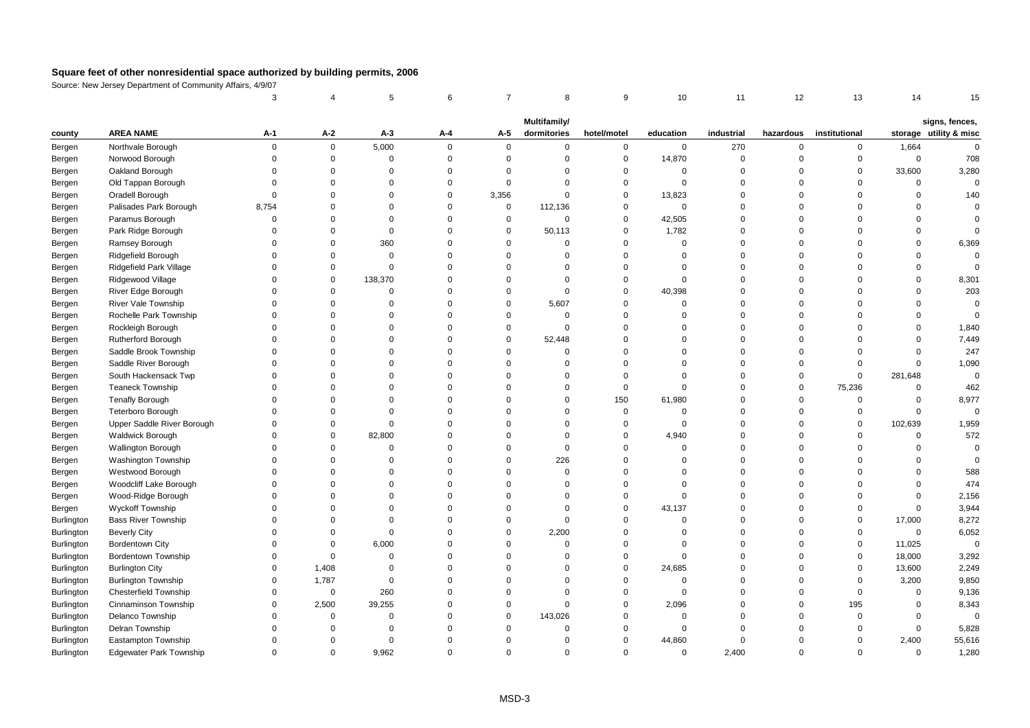## Square feet of other nonresidential space authorized by building permits, 2006

Source: New Jersey Department of Community Affairs, 4/9/07

| | | 3 | 4 | 5 | 6 | 7 | 8 | 9 | 10 | 11 | 12 | 13 | 14 | 15 |
|---|---|---|---|---|---|---|---|---|---|---|---|---|---|---|
| county | AREA NAME | A-1 | A-2 | A-3 | A-4 | A-5 | Multifamily/ dormitories | hotel/motel | education | industrial | hazardous | institutional | storage | signs, fences, utility & misc |
| Bergen | Northvale Borough | 0 | 0 | 5,000 | 0 | 0 | 0 | 0 | 0 | 270 | 0 | 0 | 1,664 | 0 |
| Bergen | Norwood Borough | 0 | 0 | 0 | 0 | 0 | 0 | 0 | 14,870 | 0 | 0 | 0 | 0 | 708 |
| Bergen | Oakland Borough | 0 | 0 | 0 | 0 | 0 | 0 | 0 | 0 | 0 | 0 | 0 | 33,600 | 3,280 |
| Bergen | Old Tappan Borough | 0 | 0 | 0 | 0 | 0 | 0 | 0 | 0 | 0 | 0 | 0 | 0 | 0 |
| Bergen | Oradell Borough | 0 | 0 | 0 | 0 | 3,356 | 0 | 0 | 13,823 | 0 | 0 | 0 | 0 | 140 |
| Bergen | Palisades Park Borough | 8,754 | 0 | 0 | 0 | 0 | 112,136 | 0 | 0 | 0 | 0 | 0 | 0 | 0 |
| Bergen | Paramus Borough | 0 | 0 | 0 | 0 | 0 | 0 | 0 | 42,505 | 0 | 0 | 0 | 0 | 0 |
| Bergen | Park Ridge Borough | 0 | 0 | 0 | 0 | 0 | 50,113 | 0 | 1,782 | 0 | 0 | 0 | 0 | 0 |
| Bergen | Ramsey Borough | 0 | 0 | 360 | 0 | 0 | 0 | 0 | 0 | 0 | 0 | 0 | 0 | 6,369 |
| Bergen | Ridgefield Borough | 0 | 0 | 0 | 0 | 0 | 0 | 0 | 0 | 0 | 0 | 0 | 0 | 0 |
| Bergen | Ridgefield Park Village | 0 | 0 | 0 | 0 | 0 | 0 | 0 | 0 | 0 | 0 | 0 | 0 | 0 |
| Bergen | Ridgewood Village | 0 | 0 | 138,370 | 0 | 0 | 0 | 0 | 0 | 0 | 0 | 0 | 0 | 8,301 |
| Bergen | River Edge Borough | 0 | 0 | 0 | 0 | 0 | 0 | 0 | 40,398 | 0 | 0 | 0 | 0 | 203 |
| Bergen | River Vale Township | 0 | 0 | 0 | 0 | 0 | 5,607 | 0 | 0 | 0 | 0 | 0 | 0 | 0 |
| Bergen | Rochelle Park Township | 0 | 0 | 0 | 0 | 0 | 0 | 0 | 0 | 0 | 0 | 0 | 0 | 0 |
| Bergen | Rockleigh Borough | 0 | 0 | 0 | 0 | 0 | 0 | 0 | 0 | 0 | 0 | 0 | 0 | 1,840 |
| Bergen | Rutherford Borough | 0 | 0 | 0 | 0 | 0 | 52,448 | 0 | 0 | 0 | 0 | 0 | 0 | 7,449 |
| Bergen | Saddle Brook Township | 0 | 0 | 0 | 0 | 0 | 0 | 0 | 0 | 0 | 0 | 0 | 0 | 247 |
| Bergen | Saddle River Borough | 0 | 0 | 0 | 0 | 0 | 0 | 0 | 0 | 0 | 0 | 0 | 0 | 1,090 |
| Bergen | South Hackensack Twp | 0 | 0 | 0 | 0 | 0 | 0 | 0 | 0 | 0 | 0 | 0 | 281,648 | 0 |
| Bergen | Teaneck Township | 0 | 0 | 0 | 0 | 0 | 0 | 0 | 0 | 0 | 0 | 75,236 | 0 | 462 |
| Bergen | Tenafly Borough | 0 | 0 | 0 | 0 | 0 | 0 | 150 | 61,980 | 0 | 0 | 0 | 0 | 8,977 |
| Bergen | Teterboro Borough | 0 | 0 | 0 | 0 | 0 | 0 | 0 | 0 | 0 | 0 | 0 | 0 | 0 |
| Bergen | Upper Saddle River Borough | 0 | 0 | 0 | 0 | 0 | 0 | 0 | 0 | 0 | 0 | 0 | 102,639 | 1,959 |
| Bergen | Waldwick Borough | 0 | 0 | 82,800 | 0 | 0 | 0 | 0 | 4,940 | 0 | 0 | 0 | 0 | 572 |
| Bergen | Wallington Borough | 0 | 0 | 0 | 0 | 0 | 0 | 0 | 0 | 0 | 0 | 0 | 0 | 0 |
| Bergen | Washington Township | 0 | 0 | 0 | 0 | 0 | 226 | 0 | 0 | 0 | 0 | 0 | 0 | 0 |
| Bergen | Westwood Borough | 0 | 0 | 0 | 0 | 0 | 0 | 0 | 0 | 0 | 0 | 0 | 0 | 588 |
| Bergen | Woodcliff Lake Borough | 0 | 0 | 0 | 0 | 0 | 0 | 0 | 0 | 0 | 0 | 0 | 0 | 474 |
| Bergen | Wood-Ridge Borough | 0 | 0 | 0 | 0 | 0 | 0 | 0 | 0 | 0 | 0 | 0 | 0 | 2,156 |
| Bergen | Wyckoff Township | 0 | 0 | 0 | 0 | 0 | 0 | 0 | 43,137 | 0 | 0 | 0 | 0 | 3,944 |
| Burlington | Bass River Township | 0 | 0 | 0 | 0 | 0 | 0 | 0 | 0 | 0 | 0 | 0 | 17,000 | 8,272 |
| Burlington | Beverly City | 0 | 0 | 0 | 0 | 0 | 2,200 | 0 | 0 | 0 | 0 | 0 | 0 | 6,052 |
| Burlington | Bordentown City | 0 | 0 | 6,000 | 0 | 0 | 0 | 0 | 0 | 0 | 0 | 0 | 11,025 | 0 |
| Burlington | Bordentown Township | 0 | 0 | 0 | 0 | 0 | 0 | 0 | 0 | 0 | 0 | 0 | 18,000 | 3,292 |
| Burlington | Burlington City | 0 | 1,408 | 0 | 0 | 0 | 0 | 0 | 24,685 | 0 | 0 | 0 | 13,600 | 2,249 |
| Burlington | Burlington Township | 0 | 1,787 | 0 | 0 | 0 | 0 | 0 | 0 | 0 | 0 | 0 | 3,200 | 9,850 |
| Burlington | Chesterfield Township | 0 | 0 | 260 | 0 | 0 | 0 | 0 | 0 | 0 | 0 | 0 | 0 | 9,136 |
| Burlington | Cinnaminson Township | 0 | 2,500 | 39,255 | 0 | 0 | 0 | 0 | 2,096 | 0 | 0 | 195 | 0 | 8,343 |
| Burlington | Delanco Township | 0 | 0 | 0 | 0 | 0 | 143,026 | 0 | 0 | 0 | 0 | 0 | 0 | 0 |
| Burlington | Delran Township | 0 | 0 | 0 | 0 | 0 | 0 | 0 | 0 | 0 | 0 | 0 | 0 | 5,828 |
| Burlington | Eastampton Township | 0 | 0 | 0 | 0 | 0 | 0 | 0 | 44,860 | 0 | 0 | 0 | 2,400 | 55,616 |
| Burlington | Edgewater Park Township | 0 | 0 | 9,962 | 0 | 0 | 0 | 0 | 0 | 2,400 | 0 | 0 | 0 | 1,280 |

MSD-3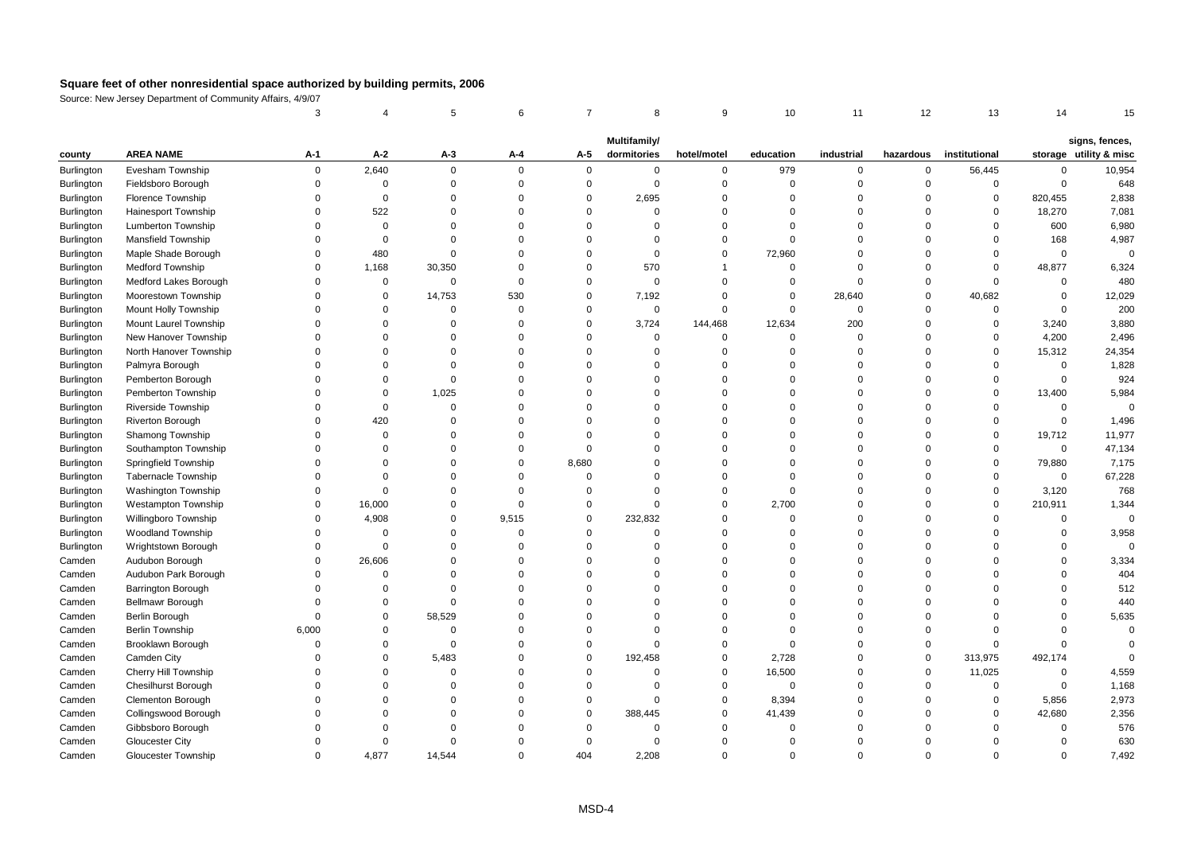## Square feet of other nonresidential space authorized by building permits, 2006

Source: New Jersey Department of Community Affairs, 4/9/07

| | | 3 | 4 | 5 | 6 | 7 | 8 | 9 | 10 | 11 | 12 | 13 | 14 | 15 |
|---|---|---|---|---|---|---|---|---|---|---|---|---|---|---|
| county | AREA NAME | A-1 | A-2 | A-3 | A-4 | A-5 | Multifamily/ dormitories | hotel/motel | education | industrial | hazardous | institutional | storage | signs, fences, utility & misc |
| Burlington | Evesham Township | 0 | 2,640 | 0 | 0 | 0 | 0 | 0 | 979 | 0 | 0 | 56,445 | 0 | 10,954 |
| Burlington | Fieldsboro Borough | 0 | 0 | 0 | 0 | 0 | 0 | 0 | 0 | 0 | 0 | 0 | 0 | 648 |
| Burlington | Florence Township | 0 | 0 | 0 | 0 | 0 | 2,695 | 0 | 0 | 0 | 0 | 0 | 820,455 | 2,838 |
| Burlington | Hainesport Township | 0 | 522 | 0 | 0 | 0 | 0 | 0 | 0 | 0 | 0 | 0 | 18,270 | 7,081 |
| Burlington | Lumberton Township | 0 | 0 | 0 | 0 | 0 | 0 | 0 | 0 | 0 | 0 | 0 | 600 | 6,980 |
| Burlington | Mansfield Township | 0 | 0 | 0 | 0 | 0 | 0 | 0 | 0 | 0 | 0 | 0 | 168 | 4,987 |
| Burlington | Maple Shade Borough | 0 | 480 | 0 | 0 | 0 | 0 | 0 | 72,960 | 0 | 0 | 0 | 0 | 0 |
| Burlington | Medford Township | 0 | 1,168 | 30,350 | 0 | 0 | 570 | 1 | 0 | 0 | 0 | 0 | 48,877 | 6,324 |
| Burlington | Medford Lakes Borough | 0 | 0 | 0 | 0 | 0 | 0 | 0 | 0 | 0 | 0 | 0 | 0 | 480 |
| Burlington | Moorestown Township | 0 | 0 | 14,753 | 530 | 0 | 7,192 | 0 | 0 | 28,640 | 0 | 40,682 | 0 | 12,029 |
| Burlington | Mount Holly Township | 0 | 0 | 0 | 0 | 0 | 0 | 0 | 0 | 0 | 0 | 0 | 0 | 200 |
| Burlington | Mount Laurel Township | 0 | 0 | 0 | 0 | 0 | 3,724 | 144,468 | 12,634 | 200 | 0 | 0 | 3,240 | 3,880 |
| Burlington | New Hanover Township | 0 | 0 | 0 | 0 | 0 | 0 | 0 | 0 | 0 | 0 | 0 | 4,200 | 2,496 |
| Burlington | North Hanover Township | 0 | 0 | 0 | 0 | 0 | 0 | 0 | 0 | 0 | 0 | 0 | 15,312 | 24,354 |
| Burlington | Palmyra Borough | 0 | 0 | 0 | 0 | 0 | 0 | 0 | 0 | 0 | 0 | 0 | 0 | 1,828 |
| Burlington | Pemberton Borough | 0 | 0 | 0 | 0 | 0 | 0 | 0 | 0 | 0 | 0 | 0 | 0 | 924 |
| Burlington | Pemberton Township | 0 | 0 | 1,025 | 0 | 0 | 0 | 0 | 0 | 0 | 0 | 0 | 13,400 | 5,984 |
| Burlington | Riverside Township | 0 | 0 | 0 | 0 | 0 | 0 | 0 | 0 | 0 | 0 | 0 | 0 | 0 |
| Burlington | Riverton Borough | 0 | 420 | 0 | 0 | 0 | 0 | 0 | 0 | 0 | 0 | 0 | 0 | 1,496 |
| Burlington | Shamong Township | 0 | 0 | 0 | 0 | 0 | 0 | 0 | 0 | 0 | 0 | 0 | 19,712 | 11,977 |
| Burlington | Southampton Township | 0 | 0 | 0 | 0 | 0 | 0 | 0 | 0 | 0 | 0 | 0 | 0 | 47,134 |
| Burlington | Springfield Township | 0 | 0 | 0 | 0 | 8,680 | 0 | 0 | 0 | 0 | 0 | 0 | 79,880 | 7,175 |
| Burlington | Tabernacle Township | 0 | 0 | 0 | 0 | 0 | 0 | 0 | 0 | 0 | 0 | 0 | 0 | 67,228 |
| Burlington | Washington Township | 0 | 0 | 0 | 0 | 0 | 0 | 0 | 0 | 0 | 0 | 0 | 3,120 | 768 |
| Burlington | Westampton Township | 0 | 16,000 | 0 | 0 | 0 | 0 | 0 | 2,700 | 0 | 0 | 0 | 210,911 | 1,344 |
| Burlington | Willingboro Township | 0 | 4,908 | 0 | 9,515 | 0 | 232,832 | 0 | 0 | 0 | 0 | 0 | 0 | 0 |
| Burlington | Woodland Township | 0 | 0 | 0 | 0 | 0 | 0 | 0 | 0 | 0 | 0 | 0 | 0 | 3,958 |
| Burlington | Wrightstown Borough | 0 | 0 | 0 | 0 | 0 | 0 | 0 | 0 | 0 | 0 | 0 | 0 | 0 |
| Camden | Audubon Borough | 0 | 26,606 | 0 | 0 | 0 | 0 | 0 | 0 | 0 | 0 | 0 | 0 | 3,334 |
| Camden | Audubon Park Borough | 0 | 0 | 0 | 0 | 0 | 0 | 0 | 0 | 0 | 0 | 0 | 0 | 404 |
| Camden | Barrington Borough | 0 | 0 | 0 | 0 | 0 | 0 | 0 | 0 | 0 | 0 | 0 | 0 | 512 |
| Camden | Bellmawr Borough | 0 | 0 | 0 | 0 | 0 | 0 | 0 | 0 | 0 | 0 | 0 | 0 | 440 |
| Camden | Berlin Borough | 0 | 0 | 58,529 | 0 | 0 | 0 | 0 | 0 | 0 | 0 | 0 | 0 | 5,635 |
| Camden | Berlin Township | 6,000 | 0 | 0 | 0 | 0 | 0 | 0 | 0 | 0 | 0 | 0 | 0 | 0 |
| Camden | Brooklawn Borough | 0 | 0 | 0 | 0 | 0 | 0 | 0 | 0 | 0 | 0 | 0 | 0 | 0 |
| Camden | Camden City | 0 | 0 | 5,483 | 0 | 0 | 192,458 | 0 | 2,728 | 0 | 0 | 313,975 | 492,174 | 0 |
| Camden | Cherry Hill Township | 0 | 0 | 0 | 0 | 0 | 0 | 0 | 16,500 | 0 | 0 | 11,025 | 0 | 4,559 |
| Camden | Chesilhurst Borough | 0 | 0 | 0 | 0 | 0 | 0 | 0 | 0 | 0 | 0 | 0 | 0 | 1,168 |
| Camden | Clementon Borough | 0 | 0 | 0 | 0 | 0 | 0 | 0 | 8,394 | 0 | 0 | 0 | 5,856 | 2,973 |
| Camden | Collingswood Borough | 0 | 0 | 0 | 0 | 0 | 388,445 | 0 | 41,439 | 0 | 0 | 0 | 42,680 | 2,356 |
| Camden | Gibbsboro Borough | 0 | 0 | 0 | 0 | 0 | 0 | 0 | 0 | 0 | 0 | 0 | 0 | 576 |
| Camden | Gloucester City | 0 | 0 | 0 | 0 | 0 | 0 | 0 | 0 | 0 | 0 | 0 | 0 | 630 |
| Camden | Gloucester Township | 0 | 4,877 | 14,544 | 0 | 404 | 2,208 | 0 | 0 | 0 | 0 | 0 | 0 | 7,492 |

MSD-4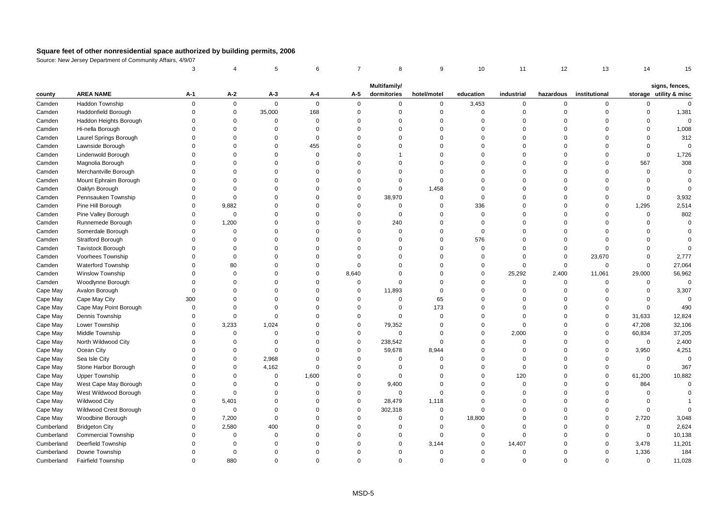# Square feet of other nonresidential space authorized by building permits, 2006

Source: New Jersey Department of Community Affairs, 4/9/07

| | | 3 | 4 | 5 | 6 | 7 | 8 | 9 | 10 | 11 | 12 | 13 | 14 | 15 |
|---|---|---|---|---|---|---|---|---|---|---|---|---|---|---|
| county | AREA NAME | A-1 | A-2 | A-3 | A-4 | A-5 | Multifamily/ dormitories | hotel/motel | education | industrial | hazardous | institutional | storage | signs, fences, utility & misc |
| Camden | Haddon Township | 0 | 0 | 0 | 0 | 0 | 0 | 0 | 3,453 | 0 | 0 | 0 | 0 | 0 |
| Camden | Haddonfield Borough | 0 | 0 | 35,000 | 168 | 0 | 0 | 0 | 0 | 0 | 0 | 0 | 0 | 1,381 |
| Camden | Haddon Heights Borough | 0 | 0 | 0 | 0 | 0 | 0 | 0 | 0 | 0 | 0 | 0 | 0 | 0 |
| Camden | Hi-nella Borough | 0 | 0 | 0 | 0 | 0 | 0 | 0 | 0 | 0 | 0 | 0 | 0 | 1,008 |
| Camden | Laurel Springs Borough | 0 | 0 | 0 | 0 | 0 | 0 | 0 | 0 | 0 | 0 | 0 | 0 | 312 |
| Camden | Lawnside Borough | 0 | 0 | 0 | 455 | 0 | 0 | 0 | 0 | 0 | 0 | 0 | 0 | 0 |
| Camden | Lindenwold Borough | 0 | 0 | 0 | 0 | 0 | 1 | 0 | 0 | 0 | 0 | 0 | 0 | 1,726 |
| Camden | Magnolia Borough | 0 | 0 | 0 | 0 | 0 | 0 | 0 | 0 | 0 | 0 | 0 | 567 | 308 |
| Camden | Merchantville Borough | 0 | 0 | 0 | 0 | 0 | 0 | 0 | 0 | 0 | 0 | 0 | 0 | 0 |
| Camden | Mount Ephraim Borough | 0 | 0 | 0 | 0 | 0 | 0 | 0 | 0 | 0 | 0 | 0 | 0 | 0 |
| Camden | Oaklyn Borough | 0 | 0 | 0 | 0 | 0 | 0 | 1,458 | 0 | 0 | 0 | 0 | 0 | 0 |
| Camden | Pennsauken Township | 0 | 0 | 0 | 0 | 0 | 38,970 | 0 | 0 | 0 | 0 | 0 | 0 | 3,932 |
| Camden | Pine Hill Borough | 0 | 9,882 | 0 | 0 | 0 | 0 | 0 | 336 | 0 | 0 | 0 | 1,295 | 2,514 |
| Camden | Pine Valley Borough | 0 | 0 | 0 | 0 | 0 | 0 | 0 | 0 | 0 | 0 | 0 | 0 | 802 |
| Camden | Runnemede Borough | 0 | 1,200 | 0 | 0 | 0 | 240 | 0 | 0 | 0 | 0 | 0 | 0 | 0 |
| Camden | Somerdale Borough | 0 | 0 | 0 | 0 | 0 | 0 | 0 | 0 | 0 | 0 | 0 | 0 | 0 |
| Camden | Stratford Borough | 0 | 0 | 0 | 0 | 0 | 0 | 0 | 576 | 0 | 0 | 0 | 0 | 0 |
| Camden | Tavistock Borough | 0 | 0 | 0 | 0 | 0 | 0 | 0 | 0 | 0 | 0 | 0 | 0 | 0 |
| Camden | Voorhees Township | 0 | 0 | 0 | 0 | 0 | 0 | 0 | 0 | 0 | 0 | 23,670 | 0 | 2,777 |
| Camden | Waterford Township | 0 | 80 | 0 | 0 | 0 | 0 | 0 | 0 | 0 | 0 | 0 | 0 | 27,064 |
| Camden | Winslow Township | 0 | 0 | 0 | 0 | 8,640 | 0 | 0 | 0 | 25,292 | 2,400 | 11,061 | 29,000 | 56,962 |
| Camden | Woodlynne Borough | 0 | 0 | 0 | 0 | 0 | 0 | 0 | 0 | 0 | 0 | 0 | 0 | 0 |
| Cape May | Avalon Borough | 0 | 0 | 0 | 0 | 0 | 11,893 | 0 | 0 | 0 | 0 | 0 | 0 | 3,307 |
| Cape May | Cape May City | 300 | 0 | 0 | 0 | 0 | 0 | 65 | 0 | 0 | 0 | 0 | 0 | 0 |
| Cape May | Cape May Point Borough | 0 | 0 | 0 | 0 | 0 | 0 | 173 | 0 | 0 | 0 | 0 | 0 | 490 |
| Cape May | Dennis Township | 0 | 0 | 0 | 0 | 0 | 0 | 0 | 0 | 0 | 0 | 0 | 31,633 | 12,824 |
| Cape May | Lower Township | 0 | 3,233 | 1,024 | 0 | 0 | 79,352 | 0 | 0 | 0 | 0 | 0 | 47,208 | 32,106 |
| Cape May | Middle Township | 0 | 0 | 0 | 0 | 0 | 0 | 0 | 0 | 2,000 | 0 | 0 | 60,834 | 37,205 |
| Cape May | North Wildwood City | 0 | 0 | 0 | 0 | 0 | 238,542 | 0 | 0 | 0 | 0 | 0 | 0 | 2,400 |
| Cape May | Ocean City | 0 | 0 | 0 | 0 | 0 | 59,678 | 8,944 | 0 | 0 | 0 | 0 | 3,950 | 4,251 |
| Cape May | Sea Isle City | 0 | 0 | 2,968 | 0 | 0 | 0 | 0 | 0 | 0 | 0 | 0 | 0 | 0 |
| Cape May | Stone Harbor Borough | 0 | 0 | 4,162 | 0 | 0 | 0 | 0 | 0 | 0 | 0 | 0 | 0 | 367 |
| Cape May | Upper Township | 0 | 0 | 0 | 1,600 | 0 | 0 | 0 | 0 | 120 | 0 | 0 | 61,200 | 10,882 |
| Cape May | West Cape May Borough | 0 | 0 | 0 | 0 | 0 | 9,400 | 0 | 0 | 0 | 0 | 0 | 864 | 0 |
| Cape May | West Wildwood Borough | 0 | 0 | 0 | 0 | 0 | 0 | 0 | 0 | 0 | 0 | 0 | 0 | 0 |
| Cape May | Wildwood City | 0 | 5,401 | 0 | 0 | 0 | 28,479 | 1,118 | 0 | 0 | 0 | 0 | 0 | 1 |
| Cape May | Wildwood Crest Borough | 0 | 0 | 0 | 0 | 0 | 302,318 | 0 | 0 | 0 | 0 | 0 | 0 | 0 |
| Cape May | Woodbine Borough | 0 | 7,200 | 0 | 0 | 0 | 0 | 0 | 18,800 | 0 | 0 | 0 | 2,720 | 3,048 |
| Cumberland | Bridgeton City | 0 | 2,580 | 400 | 0 | 0 | 0 | 0 | 0 | 0 | 0 | 0 | 0 | 2,624 |
| Cumberland | Commercial Township | 0 | 0 | 0 | 0 | 0 | 0 | 0 | 0 | 0 | 0 | 0 | 0 | 10,138 |
| Cumberland | Deerfield Township | 0 | 0 | 0 | 0 | 0 | 0 | 3,144 | 0 | 14,407 | 0 | 0 | 3,478 | 11,201 |
| Cumberland | Downe Township | 0 | 0 | 0 | 0 | 0 | 0 | 0 | 0 | 0 | 0 | 0 | 1,336 | 184 |
| Cumberland | Fairfield Township | 0 | 880 | 0 | 0 | 0 | 0 | 0 | 0 | 0 | 0 | 0 | 0 | 11,028 |

MSD-5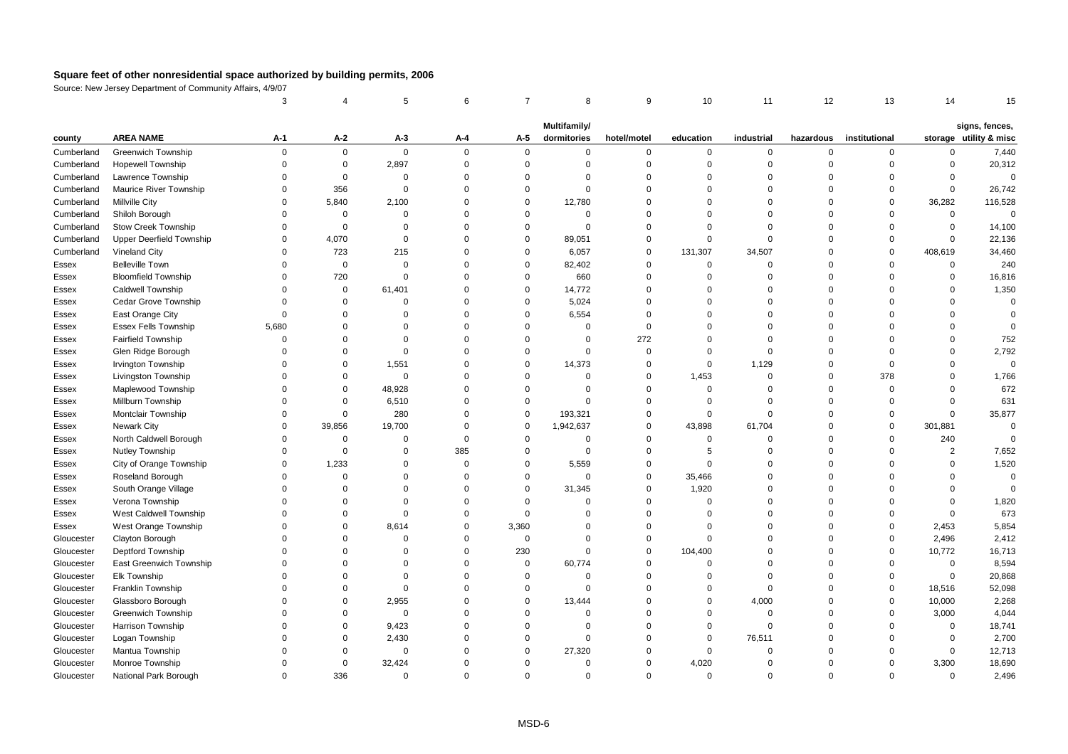## Square feet of other nonresidential space authorized by building permits, 2006

Source: New Jersey Department of Community Affairs, 4/9/07

| | | 3 | 4 | 5 | 6 | 7 | 8 | 9 | 10 | 11 | 12 | 13 | 14 | 15 |
|---|---|---|---|---|---|---|---|---|---|---|---|---|---|---|
| county | AREA NAME | A-1 | A-2 | A-3 | A-4 | A-5 | Multifamily/ dormitories | hotel/motel | education | industrial | hazardous | institutional | storage | signs, fences, utility & misc |
| Cumberland | Greenwich Township | 0 | 0 | 0 | 0 | 0 | 0 | 0 | 0 | 0 | 0 | 0 | 0 | 7,440 |
| Cumberland | Hopewell Township | 0 | 0 | 2,897 | 0 | 0 | 0 | 0 | 0 | 0 | 0 | 0 | 0 | 20,312 |
| Cumberland | Lawrence Township | 0 | 0 | 0 | 0 | 0 | 0 | 0 | 0 | 0 | 0 | 0 | 0 | 0 |
| Cumberland | Maurice River Township | 0 | 356 | 0 | 0 | 0 | 0 | 0 | 0 | 0 | 0 | 0 | 0 | 26,742 |
| Cumberland | Millville City | 0 | 5,840 | 2,100 | 0 | 0 | 12,780 | 0 | 0 | 0 | 0 | 0 | 36,282 | 116,528 |
| Cumberland | Shiloh Borough | 0 | 0 | 0 | 0 | 0 | 0 | 0 | 0 | 0 | 0 | 0 | 0 | 0 |
| Cumberland | Stow Creek Township | 0 | 0 | 0 | 0 | 0 | 0 | 0 | 0 | 0 | 0 | 0 | 0 | 14,100 |
| Cumberland | Upper Deerfield Township | 0 | 4,070 | 0 | 0 | 0 | 89,051 | 0 | 0 | 0 | 0 | 0 | 0 | 22,136 |
| Cumberland | Vineland City | 0 | 723 | 215 | 0 | 0 | 6,057 | 0 | 131,307 | 34,507 | 0 | 0 | 408,619 | 34,460 |
| Essex | Belleville Town | 0 | 0 | 0 | 0 | 0 | 82,402 | 0 | 0 | 0 | 0 | 0 | 0 | 240 |
| Essex | Bloomfield Township | 0 | 720 | 0 | 0 | 0 | 660 | 0 | 0 | 0 | 0 | 0 | 0 | 16,816 |
| Essex | Caldwell Township | 0 | 0 | 61,401 | 0 | 0 | 14,772 | 0 | 0 | 0 | 0 | 0 | 0 | 1,350 |
| Essex | Cedar Grove Township | 0 | 0 | 0 | 0 | 0 | 5,024 | 0 | 0 | 0 | 0 | 0 | 0 | 0 |
| Essex | East Orange City | 0 | 0 | 0 | 0 | 0 | 6,554 | 0 | 0 | 0 | 0 | 0 | 0 | 0 |
| Essex | Essex Fells Township | 5,680 | 0 | 0 | 0 | 0 | 0 | 0 | 0 | 0 | 0 | 0 | 0 | 0 |
| Essex | Fairfield Township | 0 | 0 | 0 | 0 | 0 | 0 | 272 | 0 | 0 | 0 | 0 | 0 | 752 |
| Essex | Glen Ridge Borough | 0 | 0 | 0 | 0 | 0 | 0 | 0 | 0 | 0 | 0 | 0 | 0 | 2,792 |
| Essex | Irvington Township | 0 | 0 | 1,551 | 0 | 0 | 14,373 | 0 | 0 | 1,129 | 0 | 0 | 0 | 0 |
| Essex | Livingston Township | 0 | 0 | 0 | 0 | 0 | 0 | 0 | 1,453 | 0 | 0 | 378 | 0 | 1,766 |
| Essex | Maplewood Township | 0 | 0 | 48,928 | 0 | 0 | 0 | 0 | 0 | 0 | 0 | 0 | 0 | 672 |
| Essex | Millburn Township | 0 | 0 | 6,510 | 0 | 0 | 0 | 0 | 0 | 0 | 0 | 0 | 0 | 631 |
| Essex | Montclair Township | 0 | 0 | 280 | 0 | 0 | 193,321 | 0 | 0 | 0 | 0 | 0 | 0 | 35,877 |
| Essex | Newark City | 0 | 39,856 | 19,700 | 0 | 0 | 1,942,637 | 0 | 43,898 | 61,704 | 0 | 0 | 301,881 | 0 |
| Essex | North Caldwell Borough | 0 | 0 | 0 | 0 | 0 | 0 | 0 | 0 | 0 | 0 | 0 | 240 | 0 |
| Essex | Nutley Township | 0 | 0 | 0 | 385 | 0 | 0 | 0 | 5 | 0 | 0 | 0 | 2 | 7,652 |
| Essex | City of Orange Township | 0 | 1,233 | 0 | 0 | 0 | 5,559 | 0 | 0 | 0 | 0 | 0 | 0 | 1,520 |
| Essex | Roseland Borough | 0 | 0 | 0 | 0 | 0 | 0 | 0 | 35,466 | 0 | 0 | 0 | 0 | 0 |
| Essex | South Orange Village | 0 | 0 | 0 | 0 | 0 | 31,345 | 0 | 1,920 | 0 | 0 | 0 | 0 | 0 |
| Essex | Verona Township | 0 | 0 | 0 | 0 | 0 | 0 | 0 | 0 | 0 | 0 | 0 | 0 | 1,820 |
| Essex | West Caldwell Township | 0 | 0 | 0 | 0 | 0 | 0 | 0 | 0 | 0 | 0 | 0 | 0 | 673 |
| Essex | West Orange Township | 0 | 0 | 8,614 | 0 | 3,360 | 0 | 0 | 0 | 0 | 0 | 0 | 2,453 | 5,854 |
| Gloucester | Clayton Borough | 0 | 0 | 0 | 0 | 0 | 0 | 0 | 0 | 0 | 0 | 0 | 2,496 | 2,412 |
| Gloucester | Deptford Township | 0 | 0 | 0 | 0 | 230 | 0 | 0 | 104,400 | 0 | 0 | 0 | 10,772 | 16,713 |
| Gloucester | East Greenwich Township | 0 | 0 | 0 | 0 | 0 | 60,774 | 0 | 0 | 0 | 0 | 0 | 0 | 8,594 |
| Gloucester | Elk Township | 0 | 0 | 0 | 0 | 0 | 0 | 0 | 0 | 0 | 0 | 0 | 0 | 20,868 |
| Gloucester | Franklin Township | 0 | 0 | 0 | 0 | 0 | 0 | 0 | 0 | 0 | 0 | 0 | 18,516 | 52,098 |
| Gloucester | Glassboro Borough | 0 | 0 | 2,955 | 0 | 0 | 13,444 | 0 | 0 | 4,000 | 0 | 0 | 10,000 | 2,268 |
| Gloucester | Greenwich Township | 0 | 0 | 0 | 0 | 0 | 0 | 0 | 0 | 0 | 0 | 0 | 3,000 | 4,044 |
| Gloucester | Harrison Township | 0 | 0 | 9,423 | 0 | 0 | 0 | 0 | 0 | 0 | 0 | 0 | 0 | 18,741 |
| Gloucester | Logan Township | 0 | 0 | 2,430 | 0 | 0 | 0 | 0 | 0 | 76,511 | 0 | 0 | 0 | 2,700 |
| Gloucester | Mantua Township | 0 | 0 | 0 | 0 | 0 | 27,320 | 0 | 0 | 0 | 0 | 0 | 0 | 12,713 |
| Gloucester | Monroe Township | 0 | 0 | 32,424 | 0 | 0 | 0 | 0 | 4,020 | 0 | 0 | 0 | 3,300 | 18,690 |
| Gloucester | National Park Borough | 0 | 336 | 0 | 0 | 0 | 0 | 0 | 0 | 0 | 0 | 0 | 0 | 2,496 |

MSD-6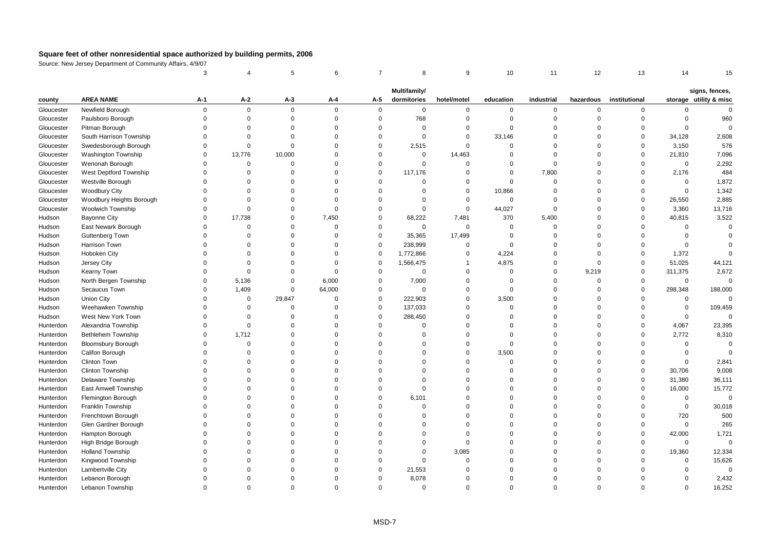# Square feet of other nonresidential space authorized by building permits, 2006

Source: New Jersey Department of Community Affairs, 4/9/07

| | | 3 | 4 | 5 | 6 | 7 | 8 | 9 | 10 | 11 | 12 | 13 | 14 | 15 |
|---|---|---|---|---|---|---|---|---|---|---|---|---|---|---|
| county | AREA NAME | A-1 | A-2 | A-3 | A-4 | A-5 | Multifamily/ dormitories | hotel/motel | education | industrial | hazardous | institutional | storage | signs, fences, utility & misc |
| Gloucester | Newfield Borough | 0 | 0 | 0 | 0 | 0 | 0 | 0 | 0 | 0 | 0 | 0 | 0 | 0 |
| Gloucester | Paulsboro Borough | 0 | 0 | 0 | 0 | 0 | 768 | 0 | 0 | 0 | 0 | 0 | 0 | 960 |
| Gloucester | Pitman Borough | 0 | 0 | 0 | 0 | 0 | 0 | 0 | 0 | 0 | 0 | 0 | 0 | 0 |
| Gloucester | South Harrison Township | 0 | 0 | 0 | 0 | 0 | 0 | 0 | 33,146 | 0 | 0 | 0 | 34,128 | 2,608 |
| Gloucester | Swedesborough Borough | 0 | 0 | 0 | 0 | 0 | 2,515 | 0 | 0 | 0 | 0 | 0 | 3,150 | 576 |
| Gloucester | Washington Township | 0 | 13,776 | 10,000 | 0 | 0 | 0 | 14,463 | 0 | 0 | 0 | 0 | 21,810 | 7,096 |
| Gloucester | Wenonah Borough | 0 | 0 | 0 | 0 | 0 | 0 | 0 | 0 | 0 | 0 | 0 | 0 | 2,292 |
| Gloucester | West Deptford Township | 0 | 0 | 0 | 0 | 0 | 117,176 | 0 | 0 | 7,800 | 0 | 0 | 2,176 | 484 |
| Gloucester | Westville Borough | 0 | 0 | 0 | 0 | 0 | 0 | 0 | 0 | 0 | 0 | 0 | 0 | 1,872 |
| Gloucester | Woodbury City | 0 | 0 | 0 | 0 | 0 | 0 | 0 | 10,866 | 0 | 0 | 0 | 0 | 1,342 |
| Gloucester | Woodbury Heights Borough | 0 | 0 | 0 | 0 | 0 | 0 | 0 | 0 | 0 | 0 | 0 | 26,550 | 2,885 |
| Gloucester | Woolwich Township | 0 | 0 | 0 | 0 | 0 | 0 | 0 | 44,027 | 0 | 0 | 0 | 3,360 | 13,716 |
| Hudson | Bayonne City | 0 | 17,738 | 0 | 7,450 | 0 | 68,222 | 7,481 | 370 | 5,400 | 0 | 0 | 40,815 | 3,522 |
| Hudson | East Newark Borough | 0 | 0 | 0 | 0 | 0 | 0 | 0 | 0 | 0 | 0 | 0 | 0 | 0 |
| Hudson | Guttenberg Town | 0 | 0 | 0 | 0 | 0 | 35,365 | 17,499 | 0 | 0 | 0 | 0 | 0 | 0 |
| Hudson | Harrison Town | 0 | 0 | 0 | 0 | 0 | 238,999 | 0 | 0 | 0 | 0 | 0 | 0 | 0 |
| Hudson | Hoboken City | 0 | 0 | 0 | 0 | 0 | 1,772,866 | 0 | 4,224 | 0 | 0 | 0 | 1,372 | 0 |
| Hudson | Jersey City | 0 | 0 | 0 | 0 | 0 | 1,566,475 | 1 | 4,875 | 0 | 0 | 0 | 51,025 | 44,121 |
| Hudson | Kearny Town | 0 | 0 | 0 | 0 | 0 | 0 | 0 | 0 | 0 | 9,219 | 0 | 311,375 | 2,672 |
| Hudson | North Bergen Township | 0 | 5,136 | 0 | 6,000 | 0 | 7,000 | 0 | 0 | 0 | 0 | 0 | 0 | 0 |
| Hudson | Secaucus Town | 0 | 1,409 | 0 | 64,000 | 0 | 0 | 0 | 0 | 0 | 0 | 0 | 298,348 | 188,000 |
| Hudson | Union City | 0 | 0 | 29,847 | 0 | 0 | 222,903 | 0 | 3,500 | 0 | 0 | 0 | 0 | 0 |
| Hudson | Weehawken Township | 0 | 0 | 0 | 0 | 0 | 137,033 | 0 | 0 | 0 | 0 | 0 | 0 | 109,459 |
| Hudson | West New York Town | 0 | 0 | 0 | 0 | 0 | 288,450 | 0 | 0 | 0 | 0 | 0 | 0 | 0 |
| Hunterdon | Alexandria Township | 0 | 0 | 0 | 0 | 0 | 0 | 0 | 0 | 0 | 0 | 0 | 4,067 | 23,395 |
| Hunterdon | Bethlehem Township | 0 | 1,712 | 0 | 0 | 0 | 0 | 0 | 0 | 0 | 0 | 0 | 2,772 | 8,310 |
| Hunterdon | Bloomsbury Borough | 0 | 0 | 0 | 0 | 0 | 0 | 0 | 0 | 0 | 0 | 0 | 0 | 0 |
| Hunterdon | Califon Borough | 0 | 0 | 0 | 0 | 0 | 0 | 0 | 3,500 | 0 | 0 | 0 | 0 | 0 |
| Hunterdon | Clinton Town | 0 | 0 | 0 | 0 | 0 | 0 | 0 | 0 | 0 | 0 | 0 | 0 | 2,841 |
| Hunterdon | Clinton Township | 0 | 0 | 0 | 0 | 0 | 0 | 0 | 0 | 0 | 0 | 0 | 30,706 | 9,008 |
| Hunterdon | Delaware Township | 0 | 0 | 0 | 0 | 0 | 0 | 0 | 0 | 0 | 0 | 0 | 31,380 | 36,111 |
| Hunterdon | East Amwell Township | 0 | 0 | 0 | 0 | 0 | 0 | 0 | 0 | 0 | 0 | 0 | 16,000 | 15,772 |
| Hunterdon | Flemington Borough | 0 | 0 | 0 | 0 | 0 | 6,101 | 0 | 0 | 0 | 0 | 0 | 0 | 0 |
| Hunterdon | Franklin Township | 0 | 0 | 0 | 0 | 0 | 0 | 0 | 0 | 0 | 0 | 0 | 0 | 30,018 |
| Hunterdon | Frenchtown Borough | 0 | 0 | 0 | 0 | 0 | 0 | 0 | 0 | 0 | 0 | 0 | 720 | 500 |
| Hunterdon | Glen Gardner Borough | 0 | 0 | 0 | 0 | 0 | 0 | 0 | 0 | 0 | 0 | 0 | 0 | 265 |
| Hunterdon | Hampton Borough | 0 | 0 | 0 | 0 | 0 | 0 | 0 | 0 | 0 | 0 | 0 | 42,000 | 1,721 |
| Hunterdon | High Bridge Borough | 0 | 0 | 0 | 0 | 0 | 0 | 0 | 0 | 0 | 0 | 0 | 0 | 0 |
| Hunterdon | Holland Township | 0 | 0 | 0 | 0 | 0 | 0 | 3,085 | 0 | 0 | 0 | 0 | 19,360 | 12,334 |
| Hunterdon | Kingwood Township | 0 | 0 | 0 | 0 | 0 | 0 | 0 | 0 | 0 | 0 | 0 | 0 | 15,626 |
| Hunterdon | Lambertville City | 0 | 0 | 0 | 0 | 0 | 21,553 | 0 | 0 | 0 | 0 | 0 | 0 | 0 |
| Hunterdon | Lebanon Borough | 0 | 0 | 0 | 0 | 0 | 8,078 | 0 | 0 | 0 | 0 | 0 | 0 | 2,432 |
| Hunterdon | Lebanon Township | 0 | 0 | 0 | 0 | 0 | 0 | 0 | 0 | 0 | 0 | 0 | 0 | 16,252 |

MSD-7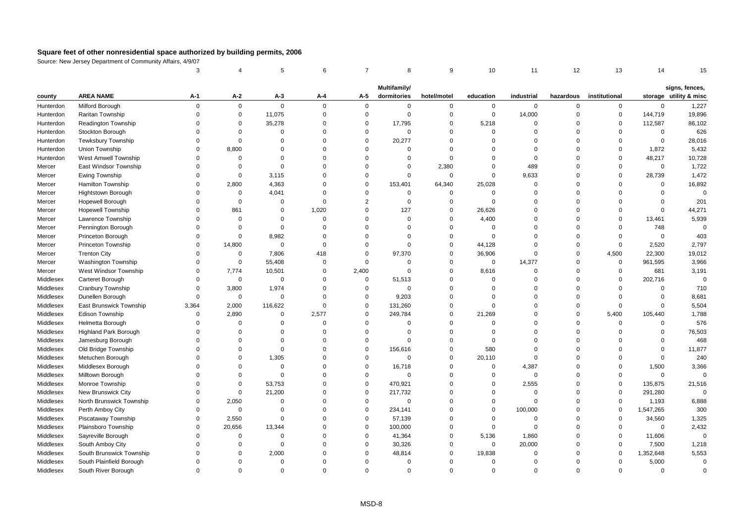## Square feet of other nonresidential space authorized by building permits, 2006

Source: New Jersey Department of Community Affairs, 4/9/07

| | | 3 | 4 | 5 | 6 | 7 | 8 | 9 | 10 | 11 | 12 | 13 | 14 | 15 |
|---|---|---|---|---|---|---|---|---|---|---|---|---|---|---|
| county | AREA NAME | A-1 | A-2 | A-3 | A-4 | A-5 | Multifamily/ dormitories | hotel/motel | education | industrial | hazardous | institutional | storage | signs, fences, utility & misc |
| Hunterdon | Milford Borough | 0 | 0 | 0 | 0 | 0 | 0 | 0 | 0 | 0 | 0 | 0 | 0 | 1,227 |
| Hunterdon | Raritan Township | 0 | 0 | 11,075 | 0 | 0 | 0 | 0 | 0 | 14,000 | 0 | 0 | 144,719 | 19,896 |
| Hunterdon | Readington Township | 0 | 0 | 35,278 | 0 | 0 | 17,795 | 0 | 5,218 | 0 | 0 | 0 | 112,587 | 86,102 |
| Hunterdon | Stockton Borough | 0 | 0 | 0 | 0 | 0 | 0 | 0 | 0 | 0 | 0 | 0 | 0 | 626 |
| Hunterdon | Tewksbury Township | 0 | 0 | 0 | 0 | 0 | 20,277 | 0 | 0 | 0 | 0 | 0 | 0 | 28,016 |
| Hunterdon | Union Township | 0 | 8,800 | 0 | 0 | 0 | 0 | 0 | 0 | 0 | 0 | 0 | 1,872 | 5,432 |
| Hunterdon | West Amwell Township | 0 | 0 | 0 | 0 | 0 | 0 | 0 | 0 | 0 | 0 | 0 | 48,217 | 10,728 |
| Mercer | East Windsor Township | 0 | 0 | 0 | 0 | 0 | 0 | 2,380 | 0 | 489 | 0 | 0 | 0 | 1,722 |
| Mercer | Ewing Township | 0 | 0 | 3,115 | 0 | 0 | 0 | 0 | 0 | 9,633 | 0 | 0 | 28,739 | 1,472 |
| Mercer | Hamilton Township | 0 | 2,800 | 4,363 | 0 | 0 | 153,401 | 64,340 | 25,028 | 0 | 0 | 0 | 0 | 16,892 |
| Mercer | Hightstown Borough | 0 | 0 | 4,041 | 0 | 0 | 0 | 0 | 0 | 0 | 0 | 0 | 0 | 0 |
| Mercer | Hopewell Borough | 0 | 0 | 0 | 0 | 2 | 0 | 0 | 0 | 0 | 0 | 0 | 0 | 201 |
| Mercer | Hopewell Township | 0 | 861 | 0 | 1,020 | 0 | 127 | 0 | 26,626 | 0 | 0 | 0 | 0 | 44,271 |
| Mercer | Lawrence Township | 0 | 0 | 0 | 0 | 0 | 0 | 0 | 4,400 | 0 | 0 | 0 | 13,461 | 5,939 |
| Mercer | Pennington Borough | 0 | 0 | 0 | 0 | 0 | 0 | 0 | 0 | 0 | 0 | 0 | 748 | 0 |
| Mercer | Princeton Borough | 0 | 0 | 8,982 | 0 | 0 | 0 | 0 | 0 | 0 | 0 | 0 | 0 | 403 |
| Mercer | Princeton Township | 0 | 14,800 | 0 | 0 | 0 | 0 | 0 | 44,128 | 0 | 0 | 0 | 2,520 | 2,797 |
| Mercer | Trenton City | 0 | 0 | 7,806 | 418 | 0 | 97,370 | 0 | 36,906 | 0 | 0 | 4,500 | 22,300 | 19,012 |
| Mercer | Washington Township | 0 | 0 | 55,408 | 0 | 0 | 0 | 0 | 0 | 14,377 | 0 | 0 | 961,595 | 3,966 |
| Mercer | West Windsor Township | 0 | 7,774 | 10,501 | 0 | 2,400 | 0 | 0 | 8,616 | 0 | 0 | 0 | 681 | 3,191 |
| Middlesex | Carteret Borough | 0 | 0 | 0 | 0 | 0 | 51,513 | 0 | 0 | 0 | 0 | 0 | 202,716 | 0 |
| Middlesex | Cranbury Township | 0 | 3,800 | 1,974 | 0 | 0 | 0 | 0 | 0 | 0 | 0 | 0 | 0 | 710 |
| Middlesex | Dunellen Borough | 0 | 0 | 0 | 0 | 0 | 9,203 | 0 | 0 | 0 | 0 | 0 | 0 | 8,681 |
| Middlesex | East Brunswick Township | 3,364 | 2,000 | 116,622 | 0 | 0 | 131,260 | 0 | 0 | 0 | 0 | 0 | 0 | 5,504 |
| Middlesex | Edison Township | 0 | 2,890 | 0 | 2,577 | 0 | 249,784 | 0 | 21,269 | 0 | 0 | 5,400 | 105,440 | 1,788 |
| Middlesex | Helmetta Borough | 0 | 0 | 0 | 0 | 0 | 0 | 0 | 0 | 0 | 0 | 0 | 0 | 576 |
| Middlesex | Highland Park Borough | 0 | 0 | 0 | 0 | 0 | 0 | 0 | 0 | 0 | 0 | 0 | 0 | 76,503 |
| Middlesex | Jamesburg Borough | 0 | 0 | 0 | 0 | 0 | 0 | 0 | 0 | 0 | 0 | 0 | 0 | 468 |
| Middlesex | Old Bridge Township | 0 | 0 | 0 | 0 | 0 | 156,616 | 0 | 580 | 0 | 0 | 0 | 0 | 11,877 |
| Middlesex | Metuchen Borough | 0 | 0 | 1,305 | 0 | 0 | 0 | 0 | 20,110 | 0 | 0 | 0 | 0 | 240 |
| Middlesex | Middlesex Borough | 0 | 0 | 0 | 0 | 0 | 16,718 | 0 | 0 | 4,387 | 0 | 0 | 1,500 | 3,366 |
| Middlesex | Milltown Borough | 0 | 0 | 0 | 0 | 0 | 0 | 0 | 0 | 0 | 0 | 0 | 0 | 0 |
| Middlesex | Monroe Township | 0 | 0 | 53,753 | 0 | 0 | 470,921 | 0 | 0 | 2,555 | 0 | 0 | 135,875 | 21,516 |
| Middlesex | New Brunswick City | 0 | 0 | 21,200 | 0 | 0 | 217,732 | 0 | 0 | 0 | 0 | 0 | 291,280 | 0 |
| Middlesex | North Brunswick Township | 0 | 2,050 | 0 | 0 | 0 | 0 | 0 | 0 | 0 | 0 | 0 | 1,193 | 6,888 |
| Middlesex | Perth Amboy City | 0 | 0 | 0 | 0 | 0 | 234,141 | 0 | 0 | 100,000 | 0 | 0 | 1,547,265 | 300 |
| Middlesex | Piscataway Township | 0 | 2,550 | 0 | 0 | 0 | 57,139 | 0 | 0 | 0 | 0 | 0 | 34,560 | 1,325 |
| Middlesex | Plainsboro Township | 0 | 20,656 | 13,344 | 0 | 0 | 100,000 | 0 | 0 | 0 | 0 | 0 | 0 | 2,432 |
| Middlesex | Sayreville Borough | 0 | 0 | 0 | 0 | 0 | 41,364 | 0 | 5,136 | 1,860 | 0 | 0 | 11,606 | 0 |
| Middlesex | South Amboy City | 0 | 0 | 0 | 0 | 0 | 30,326 | 0 | 0 | 20,000 | 0 | 0 | 7,500 | 1,218 |
| Middlesex | South Brunswick Township | 0 | 0 | 2,000 | 0 | 0 | 48,814 | 0 | 19,838 | 0 | 0 | 0 | 1,352,648 | 5,553 |
| Middlesex | South Plainfield Borough | 0 | 0 | 0 | 0 | 0 | 0 | 0 | 0 | 0 | 0 | 0 | 5,000 | 0 |
| Middlesex | South River Borough | 0 | 0 | 0 | 0 | 0 | 0 | 0 | 0 | 0 | 0 | 0 | 0 | 0 |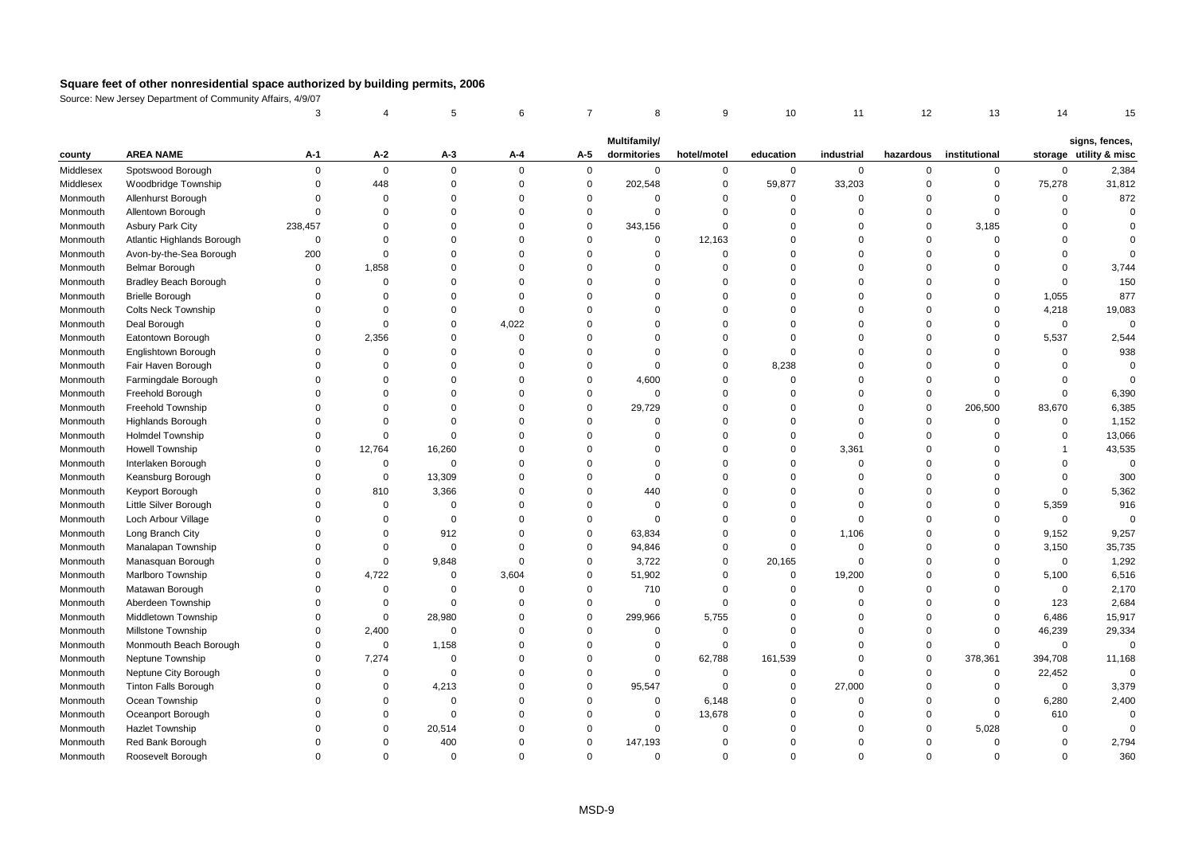# Square feet of other nonresidential space authorized by building permits, 2006

Source: New Jersey Department of Community Affairs, 4/9/07

| | | 3 | 4 | 5 | 6 | 7 | 8 | 9 | 10 | 11 | 12 | 13 | 14 | 15 |
|---|---|---|---|---|---|---|---|---|---|---|---|---|---|---|
| county | AREA NAME | A-1 | A-2 | A-3 | A-4 | A-5 | Multifamily/ dormitories | hotel/motel | education | industrial | hazardous | institutional | storage | signs, fences, utility & misc |
| Middlesex | Spotswood Borough | 0 | 0 | 0 | 0 | 0 | 0 | 0 | 0 | 0 | 0 | 0 | 0 | 2,384 |
| Middlesex | Woodbridge Township | 0 | 448 | 0 | 0 | 0 | 202,548 | 0 | 59,877 | 33,203 | 0 | 0 | 75,278 | 31,812 |
| Monmouth | Allenhurst Borough | 0 | 0 | 0 | 0 | 0 | 0 | 0 | 0 | 0 | 0 | 0 | 0 | 872 |
| Monmouth | Allentown Borough | 0 | 0 | 0 | 0 | 0 | 0 | 0 | 0 | 0 | 0 | 0 | 0 | 0 |
| Monmouth | Asbury Park City | 238,457 | 0 | 0 | 0 | 0 | 343,156 | 0 | 0 | 0 | 0 | 3,185 | 0 | 0 |
| Monmouth | Atlantic Highlands Borough | 0 | 0 | 0 | 0 | 0 | 0 | 12,163 | 0 | 0 | 0 | 0 | 0 | 0 |
| Monmouth | Avon-by-the-Sea Borough | 200 | 0 | 0 | 0 | 0 | 0 | 0 | 0 | 0 | 0 | 0 | 0 | 0 |
| Monmouth | Belmar Borough | 0 | 1,858 | 0 | 0 | 0 | 0 | 0 | 0 | 0 | 0 | 0 | 0 | 3,744 |
| Monmouth | Bradley Beach Borough | 0 | 0 | 0 | 0 | 0 | 0 | 0 | 0 | 0 | 0 | 0 | 0 | 150 |
| Monmouth | Brielle Borough | 0 | 0 | 0 | 0 | 0 | 0 | 0 | 0 | 0 | 0 | 0 | 1,055 | 877 |
| Monmouth | Colts Neck Township | 0 | 0 | 0 | 0 | 0 | 0 | 0 | 0 | 0 | 0 | 0 | 4,218 | 19,083 |
| Monmouth | Deal Borough | 0 | 0 | 0 | 4,022 | 0 | 0 | 0 | 0 | 0 | 0 | 0 | 0 | 0 |
| Monmouth | Eatontown Borough | 0 | 2,356 | 0 | 0 | 0 | 0 | 0 | 0 | 0 | 0 | 0 | 5,537 | 2,544 |
| Monmouth | Englishtown Borough | 0 | 0 | 0 | 0 | 0 | 0 | 0 | 0 | 0 | 0 | 0 | 0 | 938 |
| Monmouth | Fair Haven Borough | 0 | 0 | 0 | 0 | 0 | 0 | 0 | 8,238 | 0 | 0 | 0 | 0 | 0 |
| Monmouth | Farmingdale Borough | 0 | 0 | 0 | 0 | 0 | 4,600 | 0 | 0 | 0 | 0 | 0 | 0 | 0 |
| Monmouth | Freehold Borough | 0 | 0 | 0 | 0 | 0 | 0 | 0 | 0 | 0 | 0 | 0 | 0 | 6,390 |
| Monmouth | Freehold Township | 0 | 0 | 0 | 0 | 0 | 29,729 | 0 | 0 | 0 | 0 | 206,500 | 83,670 | 6,385 |
| Monmouth | Highlands Borough | 0 | 0 | 0 | 0 | 0 | 0 | 0 | 0 | 0 | 0 | 0 | 0 | 1,152 |
| Monmouth | Holmdel Township | 0 | 0 | 0 | 0 | 0 | 0 | 0 | 0 | 0 | 0 | 0 | 0 | 13,066 |
| Monmouth | Howell Township | 0 | 12,764 | 16,260 | 0 | 0 | 0 | 0 | 0 | 3,361 | 0 | 0 | 1 | 43,535 |
| Monmouth | Interlaken Borough | 0 | 0 | 0 | 0 | 0 | 0 | 0 | 0 | 0 | 0 | 0 | 0 | 0 |
| Monmouth | Keansburg Borough | 0 | 0 | 13,309 | 0 | 0 | 0 | 0 | 0 | 0 | 0 | 0 | 0 | 300 |
| Monmouth | Keyport Borough | 0 | 810 | 3,366 | 0 | 0 | 440 | 0 | 0 | 0 | 0 | 0 | 0 | 5,362 |
| Monmouth | Little Silver Borough | 0 | 0 | 0 | 0 | 0 | 0 | 0 | 0 | 0 | 0 | 0 | 5,359 | 916 |
| Monmouth | Loch Arbour Village | 0 | 0 | 0 | 0 | 0 | 0 | 0 | 0 | 0 | 0 | 0 | 0 | 0 |
| Monmouth | Long Branch City | 0 | 0 | 912 | 0 | 0 | 63,834 | 0 | 0 | 1,106 | 0 | 0 | 9,152 | 9,257 |
| Monmouth | Manalapan Township | 0 | 0 | 0 | 0 | 0 | 94,846 | 0 | 0 | 0 | 0 | 0 | 3,150 | 35,735 |
| Monmouth | Manasquan Borough | 0 | 0 | 9,848 | 0 | 0 | 3,722 | 0 | 20,165 | 0 | 0 | 0 | 0 | 1,292 |
| Monmouth | Marlboro Township | 0 | 4,722 | 0 | 3,604 | 0 | 51,902 | 0 | 0 | 19,200 | 0 | 0 | 5,100 | 6,516 |
| Monmouth | Matawan Borough | 0 | 0 | 0 | 0 | 0 | 710 | 0 | 0 | 0 | 0 | 0 | 0 | 2,170 |
| Monmouth | Aberdeen Township | 0 | 0 | 0 | 0 | 0 | 0 | 0 | 0 | 0 | 0 | 0 | 123 | 2,684 |
| Monmouth | Middletown Township | 0 | 0 | 28,980 | 0 | 0 | 299,966 | 5,755 | 0 | 0 | 0 | 0 | 6,486 | 15,917 |
| Monmouth | Millstone Township | 0 | 2,400 | 0 | 0 | 0 | 0 | 0 | 0 | 0 | 0 | 0 | 46,239 | 29,334 |
| Monmouth | Monmouth Beach Borough | 0 | 0 | 1,158 | 0 | 0 | 0 | 0 | 0 | 0 | 0 | 0 | 0 | 0 |
| Monmouth | Neptune Township | 0 | 7,274 | 0 | 0 | 0 | 0 | 62,788 | 161,539 | 0 | 0 | 378,361 | 394,708 | 11,168 |
| Monmouth | Neptune City Borough | 0 | 0 | 0 | 0 | 0 | 0 | 0 | 0 | 0 | 0 | 0 | 22,452 | 0 |
| Monmouth | Tinton Falls Borough | 0 | 0 | 4,213 | 0 | 0 | 95,547 | 0 | 0 | 27,000 | 0 | 0 | 0 | 3,379 |
| Monmouth | Ocean Township | 0 | 0 | 0 | 0 | 0 | 0 | 6,148 | 0 | 0 | 0 | 0 | 6,280 | 2,400 |
| Monmouth | Oceanport Borough | 0 | 0 | 0 | 0 | 0 | 0 | 13,678 | 0 | 0 | 0 | 0 | 610 | 0 |
| Monmouth | Hazlet Township | 0 | 0 | 20,514 | 0 | 0 | 0 | 0 | 0 | 0 | 0 | 5,028 | 0 | 0 |
| Monmouth | Red Bank Borough | 0 | 0 | 400 | 0 | 0 | 147,193 | 0 | 0 | 0 | 0 | 0 | 0 | 2,794 |
| Monmouth | Roosevelt Borough | 0 | 0 | 0 | 0 | 0 | 0 | 0 | 0 | 0 | 0 | 0 | 0 | 360 |

MSD-9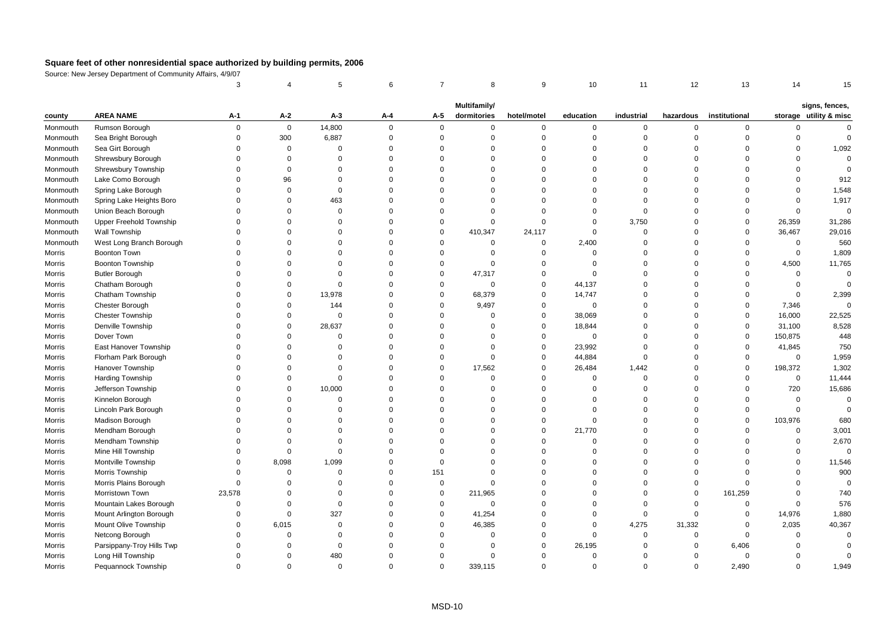# Square feet of other nonresidential space authorized by building permits, 2006

Source: New Jersey Department of Community Affairs, 4/9/07

| | | 3 | 4 | 5 | 6 | 7 | 8 | 9 | 10 | 11 | 12 | 13 | 14 | 15 |
|---|---|---|---|---|---|---|---|---|---|---|---|---|---|---|
| county | AREA NAME | A-1 | A-2 | A-3 | A-4 | A-5 | Multifamily/ dormitories | hotel/motel | education | industrial | hazardous | institutional | storage | signs, fences, utility & misc |
| Monmouth | Rumson Borough | 0 | 0 | 14,800 | 0 | 0 | 0 | 0 | 0 | 0 | 0 | 0 | 0 | 0 |
| Monmouth | Sea Bright Borough | 0 | 300 | 6,887 | 0 | 0 | 0 | 0 | 0 | 0 | 0 | 0 | 0 | 0 |
| Monmouth | Sea Girt Borough | 0 | 0 | 0 | 0 | 0 | 0 | 0 | 0 | 0 | 0 | 0 | 0 | 1,092 |
| Monmouth | Shrewsbury Borough | 0 | 0 | 0 | 0 | 0 | 0 | 0 | 0 | 0 | 0 | 0 | 0 | 0 |
| Monmouth | Shrewsbury Township | 0 | 0 | 0 | 0 | 0 | 0 | 0 | 0 | 0 | 0 | 0 | 0 | 0 |
| Monmouth | Lake Como Borough | 0 | 96 | 0 | 0 | 0 | 0 | 0 | 0 | 0 | 0 | 0 | 0 | 912 |
| Monmouth | Spring Lake Borough | 0 | 0 | 0 | 0 | 0 | 0 | 0 | 0 | 0 | 0 | 0 | 0 | 1,548 |
| Monmouth | Spring Lake Heights Boro | 0 | 0 | 463 | 0 | 0 | 0 | 0 | 0 | 0 | 0 | 0 | 0 | 1,917 |
| Monmouth | Union Beach Borough | 0 | 0 | 0 | 0 | 0 | 0 | 0 | 0 | 0 | 0 | 0 | 0 | 0 |
| Monmouth | Upper Freehold Township | 0 | 0 | 0 | 0 | 0 | 0 | 0 | 0 | 3,750 | 0 | 0 | 26,359 | 31,286 |
| Monmouth | Wall Township | 0 | 0 | 0 | 0 | 0 | 410,347 | 24,117 | 0 | 0 | 0 | 0 | 36,467 | 29,016 |
| Monmouth | West Long Branch Borough | 0 | 0 | 0 | 0 | 0 | 0 | 0 | 2,400 | 0 | 0 | 0 | 0 | 560 |
| Morris | Boonton Town | 0 | 0 | 0 | 0 | 0 | 0 | 0 | 0 | 0 | 0 | 0 | 0 | 1,809 |
| Morris | Boonton Township | 0 | 0 | 0 | 0 | 0 | 0 | 0 | 0 | 0 | 0 | 0 | 4,500 | 11,765 |
| Morris | Butler Borough | 0 | 0 | 0 | 0 | 0 | 47,317 | 0 | 0 | 0 | 0 | 0 | 0 | 0 |
| Morris | Chatham Borough | 0 | 0 | 0 | 0 | 0 | 0 | 0 | 44,137 | 0 | 0 | 0 | 0 | 0 |
| Morris | Chatham Township | 0 | 0 | 13,978 | 0 | 0 | 68,379 | 0 | 14,747 | 0 | 0 | 0 | 0 | 2,399 |
| Morris | Chester Borough | 0 | 0 | 144 | 0 | 0 | 9,497 | 0 | 0 | 0 | 0 | 0 | 7,346 | 0 |
| Morris | Chester Township | 0 | 0 | 0 | 0 | 0 | 0 | 0 | 38,069 | 0 | 0 | 0 | 16,000 | 22,525 |
| Morris | Denville Township | 0 | 0 | 28,637 | 0 | 0 | 0 | 0 | 18,844 | 0 | 0 | 0 | 31,100 | 8,528 |
| Morris | Dover Town | 0 | 0 | 0 | 0 | 0 | 0 | 0 | 0 | 0 | 0 | 0 | 150,875 | 448 |
| Morris | East Hanover Township | 0 | 0 | 0 | 0 | 0 | 0 | 0 | 23,992 | 0 | 0 | 0 | 41,845 | 750 |
| Morris | Florham Park Borough | 0 | 0 | 0 | 0 | 0 | 0 | 0 | 44,884 | 0 | 0 | 0 | 0 | 1,959 |
| Morris | Hanover Township | 0 | 0 | 0 | 0 | 0 | 17,562 | 0 | 26,484 | 1,442 | 0 | 0 | 198,372 | 1,302 |
| Morris | Harding Township | 0 | 0 | 0 | 0 | 0 | 0 | 0 | 0 | 0 | 0 | 0 | 0 | 11,444 |
| Morris | Jefferson Township | 0 | 0 | 10,000 | 0 | 0 | 0 | 0 | 0 | 0 | 0 | 0 | 720 | 15,686 |
| Morris | Kinnelon Borough | 0 | 0 | 0 | 0 | 0 | 0 | 0 | 0 | 0 | 0 | 0 | 0 | 0 |
| Morris | Lincoln Park Borough | 0 | 0 | 0 | 0 | 0 | 0 | 0 | 0 | 0 | 0 | 0 | 0 | 0 |
| Morris | Madison Borough | 0 | 0 | 0 | 0 | 0 | 0 | 0 | 0 | 0 | 0 | 0 | 103,976 | 680 |
| Morris | Mendham Borough | 0 | 0 | 0 | 0 | 0 | 0 | 0 | 21,770 | 0 | 0 | 0 | 0 | 3,001 |
| Morris | Mendham Township | 0 | 0 | 0 | 0 | 0 | 0 | 0 | 0 | 0 | 0 | 0 | 0 | 2,670 |
| Morris | Mine Hill Township | 0 | 0 | 0 | 0 | 0 | 0 | 0 | 0 | 0 | 0 | 0 | 0 | 0 |
| Morris | Montville Township | 0 | 8,098 | 1,099 | 0 | 0 | 0 | 0 | 0 | 0 | 0 | 0 | 0 | 11,546 |
| Morris | Morris Township | 0 | 0 | 0 | 0 | 151 | 0 | 0 | 0 | 0 | 0 | 0 | 0 | 900 |
| Morris | Morris Plains Borough | 0 | 0 | 0 | 0 | 0 | 0 | 0 | 0 | 0 | 0 | 0 | 0 | 0 |
| Morris | Morristown Town | 23,578 | 0 | 0 | 0 | 0 | 211,965 | 0 | 0 | 0 | 0 | 161,259 | 0 | 740 |
| Morris | Mountain Lakes Borough | 0 | 0 | 0 | 0 | 0 | 0 | 0 | 0 | 0 | 0 | 0 | 0 | 576 |
| Morris | Mount Arlington Borough | 0 | 0 | 327 | 0 | 0 | 41,254 | 0 | 0 | 0 | 0 | 0 | 14,976 | 1,880 |
| Morris | Mount Olive Township | 0 | 6,015 | 0 | 0 | 0 | 46,385 | 0 | 0 | 4,275 | 31,332 | 0 | 2,035 | 40,367 |
| Morris | Netcong Borough | 0 | 0 | 0 | 0 | 0 | 0 | 0 | 0 | 0 | 0 | 0 | 0 | 0 |
| Morris | Parsippany-Troy Hills Twp | 0 | 0 | 0 | 0 | 0 | 0 | 0 | 26,195 | 0 | 0 | 6,406 | 0 | 0 |
| Morris | Long Hill Township | 0 | 0 | 480 | 0 | 0 | 0 | 0 | 0 | 0 | 0 | 0 | 0 | 0 |
| Morris | Pequannock Township | 0 | 0 | 0 | 0 | 0 | 339,115 | 0 | 0 | 0 | 0 | 2,490 | 0 | 1,949 |

MSD-10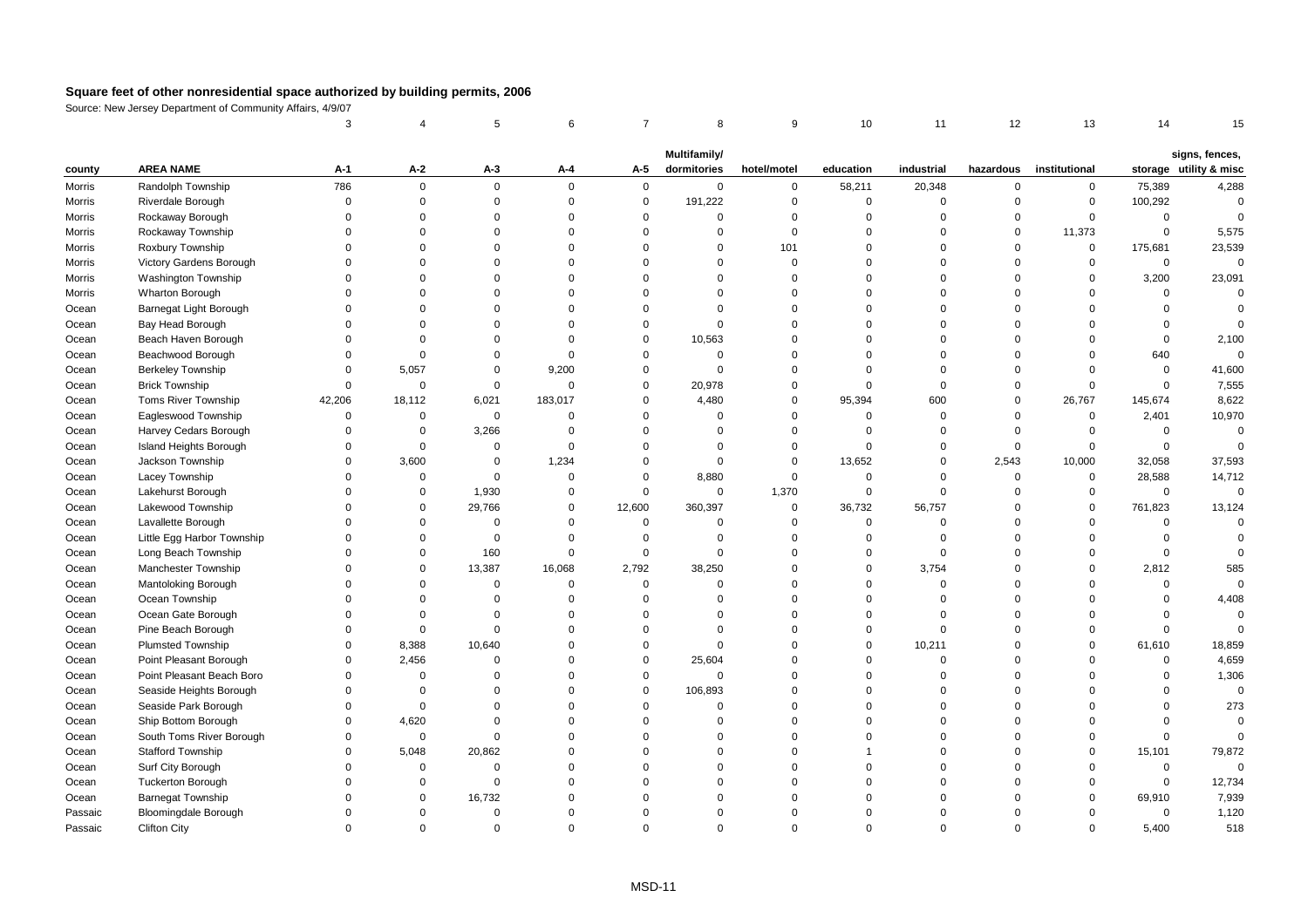# Square feet of other nonresidential space authorized by building permits, 2006

Source: New Jersey Department of Community Affairs, 4/9/07

| | | 3 | 4 | 5 | 6 | 7 | 8 | 9 | 10 | 11 | 12 | 13 | 14 | 15 |
|---|---|---|---|---|---|---|---|---|---|---|---|---|---|---|
| county | AREA NAME | A-1 | A-2 | A-3 | A-4 | A-5 | Multifamily/ dormitories | hotel/motel | education | industrial | hazardous | institutional | storage | signs, fences, utility & misc |
| Morris | Randolph Township | 786 | 0 | 0 | 0 | 0 | 0 | 0 | 58,211 | 20,348 | 0 | 0 | 75,389 | 4,288 |
| Morris | Riverdale Borough | 0 | 0 | 0 | 0 | 0 | 191,222 | 0 | 0 | 0 | 0 | 0 | 100,292 | 0 |
| Morris | Rockaway Borough | 0 | 0 | 0 | 0 | 0 | 0 | 0 | 0 | 0 | 0 | 0 | 0 | 0 |
| Morris | Rockaway Township | 0 | 0 | 0 | 0 | 0 | 0 | 0 | 0 | 0 | 0 | 11,373 | 0 | 5,575 |
| Morris | Roxbury Township | 0 | 0 | 0 | 0 | 0 | 0 | 101 | 0 | 0 | 0 | 0 | 175,681 | 23,539 |
| Morris | Victory Gardens Borough | 0 | 0 | 0 | 0 | 0 | 0 | 0 | 0 | 0 | 0 | 0 | 0 | 0 |
| Morris | Washington Township | 0 | 0 | 0 | 0 | 0 | 0 | 0 | 0 | 0 | 0 | 0 | 3,200 | 23,091 |
| Morris | Wharton Borough | 0 | 0 | 0 | 0 | 0 | 0 | 0 | 0 | 0 | 0 | 0 | 0 | 0 |
| Ocean | Barnegat Light Borough | 0 | 0 | 0 | 0 | 0 | 0 | 0 | 0 | 0 | 0 | 0 | 0 | 0 |
| Ocean | Bay Head Borough | 0 | 0 | 0 | 0 | 0 | 0 | 0 | 0 | 0 | 0 | 0 | 0 | 0 |
| Ocean | Beach Haven Borough | 0 | 0 | 0 | 0 | 0 | 10,563 | 0 | 0 | 0 | 0 | 0 | 0 | 2,100 |
| Ocean | Beachwood Borough | 0 | 0 | 0 | 0 | 0 | 0 | 0 | 0 | 0 | 0 | 0 | 640 | 0 |
| Ocean | Berkeley Township | 0 | 5,057 | 0 | 9,200 | 0 | 0 | 0 | 0 | 0 | 0 | 0 | 0 | 41,600 |
| Ocean | Brick Township | 0 | 0 | 0 | 0 | 0 | 20,978 | 0 | 0 | 0 | 0 | 0 | 0 | 7,555 |
| Ocean | Toms River Township | 42,206 | 18,112 | 6,021 | 183,017 | 0 | 4,480 | 0 | 95,394 | 600 | 0 | 26,767 | 145,674 | 8,622 |
| Ocean | Eagleswood Township | 0 | 0 | 0 | 0 | 0 | 0 | 0 | 0 | 0 | 0 | 0 | 2,401 | 10,970 |
| Ocean | Harvey Cedars Borough | 0 | 0 | 3,266 | 0 | 0 | 0 | 0 | 0 | 0 | 0 | 0 | 0 | 0 |
| Ocean | Island Heights Borough | 0 | 0 | 0 | 0 | 0 | 0 | 0 | 0 | 0 | 0 | 0 | 0 | 0 |
| Ocean | Jackson Township | 0 | 3,600 | 0 | 1,234 | 0 | 0 | 0 | 13,652 | 0 | 2,543 | 10,000 | 32,058 | 37,593 |
| Ocean | Lacey Township | 0 | 0 | 0 | 0 | 0 | 8,880 | 0 | 0 | 0 | 0 | 0 | 28,588 | 14,712 |
| Ocean | Lakehurst Borough | 0 | 0 | 1,930 | 0 | 0 | 0 | 1,370 | 0 | 0 | 0 | 0 | 0 | 0 |
| Ocean | Lakewood Township | 0 | 0 | 29,766 | 0 | 12,600 | 360,397 | 0 | 36,732 | 56,757 | 0 | 0 | 761,823 | 13,124 |
| Ocean | Lavallette Borough | 0 | 0 | 0 | 0 | 0 | 0 | 0 | 0 | 0 | 0 | 0 | 0 | 0 |
| Ocean | Little Egg Harbor Township | 0 | 0 | 0 | 0 | 0 | 0 | 0 | 0 | 0 | 0 | 0 | 0 | 0 |
| Ocean | Long Beach Township | 0 | 0 | 160 | 0 | 0 | 0 | 0 | 0 | 0 | 0 | 0 | 0 | 0 |
| Ocean | Manchester Township | 0 | 0 | 13,387 | 16,068 | 2,792 | 38,250 | 0 | 0 | 3,754 | 0 | 0 | 2,812 | 585 |
| Ocean | Mantoloking Borough | 0 | 0 | 0 | 0 | 0 | 0 | 0 | 0 | 0 | 0 | 0 | 0 | 0 |
| Ocean | Ocean Township | 0 | 0 | 0 | 0 | 0 | 0 | 0 | 0 | 0 | 0 | 0 | 0 | 4,408 |
| Ocean | Ocean Gate Borough | 0 | 0 | 0 | 0 | 0 | 0 | 0 | 0 | 0 | 0 | 0 | 0 | 0 |
| Ocean | Pine Beach Borough | 0 | 0 | 0 | 0 | 0 | 0 | 0 | 0 | 0 | 0 | 0 | 0 | 0 |
| Ocean | Plumsted Township | 0 | 8,388 | 10,640 | 0 | 0 | 0 | 0 | 0 | 10,211 | 0 | 0 | 61,610 | 18,859 |
| Ocean | Point Pleasant Borough | 0 | 2,456 | 0 | 0 | 0 | 25,604 | 0 | 0 | 0 | 0 | 0 | 0 | 4,659 |
| Ocean | Point Pleasant Beach Boro | 0 | 0 | 0 | 0 | 0 | 0 | 0 | 0 | 0 | 0 | 0 | 0 | 1,306 |
| Ocean | Seaside Heights Borough | 0 | 0 | 0 | 0 | 0 | 106,893 | 0 | 0 | 0 | 0 | 0 | 0 | 0 |
| Ocean | Seaside Park Borough | 0 | 0 | 0 | 0 | 0 | 0 | 0 | 0 | 0 | 0 | 0 | 0 | 273 |
| Ocean | Ship Bottom Borough | 0 | 4,620 | 0 | 0 | 0 | 0 | 0 | 0 | 0 | 0 | 0 | 0 | 0 |
| Ocean | South Toms River Borough | 0 | 0 | 0 | 0 | 0 | 0 | 0 | 0 | 0 | 0 | 0 | 0 | 0 |
| Ocean | Stafford Township | 0 | 5,048 | 20,862 | 0 | 0 | 0 | 0 | 1 | 0 | 0 | 0 | 15,101 | 79,872 |
| Ocean | Surf City Borough | 0 | 0 | 0 | 0 | 0 | 0 | 0 | 0 | 0 | 0 | 0 | 0 | 0 |
| Ocean | Tuckerton Borough | 0 | 0 | 0 | 0 | 0 | 0 | 0 | 0 | 0 | 0 | 0 | 0 | 12,734 |
| Ocean | Barnegat Township | 0 | 0 | 16,732 | 0 | 0 | 0 | 0 | 0 | 0 | 0 | 0 | 69,910 | 7,939 |
| Passaic | Bloomingdale Borough | 0 | 0 | 0 | 0 | 0 | 0 | 0 | 0 | 0 | 0 | 0 | 0 | 1,120 |
| Passaic | Clifton City | 0 | 0 | 0 | 0 | 0 | 0 | 0 | 0 | 0 | 0 | 0 | 5,400 | 518 |

MSD-11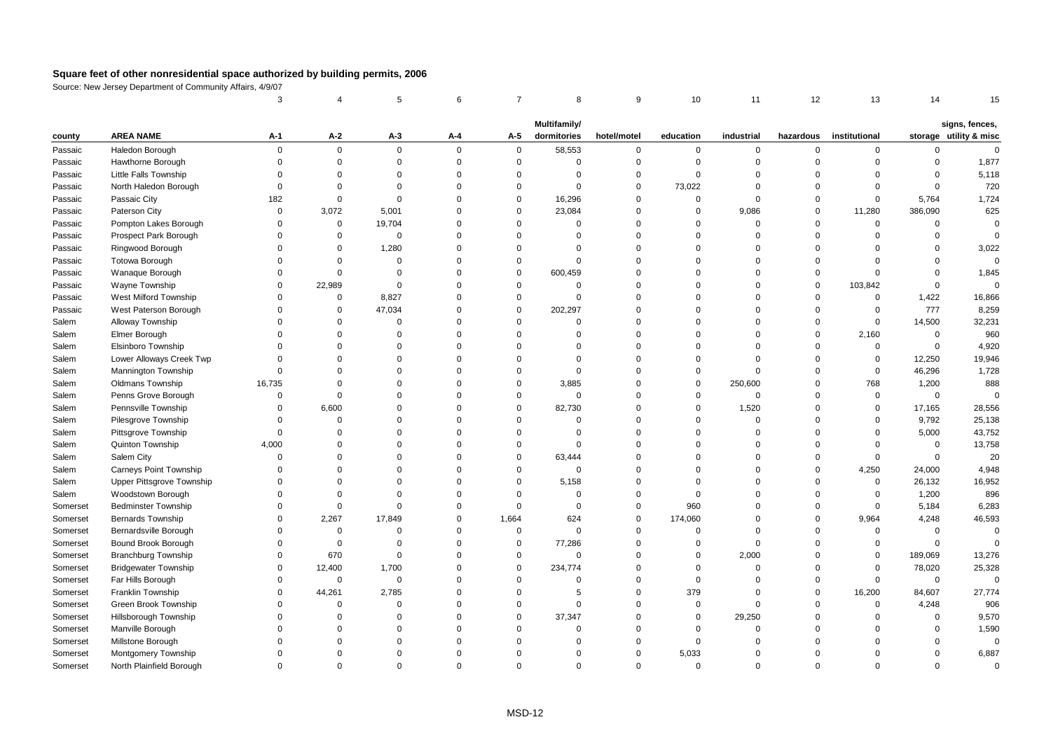## Square feet of other nonresidential space authorized by building permits, 2006

Source: New Jersey Department of Community Affairs, 4/9/07

| | | 3 | 4 | 5 | 6 | 7 | 8 | 9 | 10 | 11 | 12 | 13 | 14 | 15 |
|---|---|---|---|---|---|---|---|---|---|---|---|---|---|---|
| county | AREA NAME | A-1 | A-2 | A-3 | A-4 | A-5 | Multifamily/ dormitories | hotel/motel | education | industrial | hazardous | institutional | storage | signs, fences, utility & misc |
| Passaic | Haledon Borough | 0 | 0 | 0 | 0 | 0 | 58,553 | 0 | 0 | 0 | 0 | 0 | 0 | 0 |
| Passaic | Hawthorne Borough | 0 | 0 | 0 | 0 | 0 | 0 | 0 | 0 | 0 | 0 | 0 | 0 | 1,877 |
| Passaic | Little Falls Township | 0 | 0 | 0 | 0 | 0 | 0 | 0 | 0 | 0 | 0 | 0 | 0 | 5,118 |
| Passaic | North Haledon Borough | 0 | 0 | 0 | 0 | 0 | 0 | 0 | 73,022 | 0 | 0 | 0 | 0 | 720 |
| Passaic | Passaic City | 182 | 0 | 0 | 0 | 0 | 16,296 | 0 | 0 | 0 | 0 | 0 | 5,764 | 1,724 |
| Passaic | Paterson City | 0 | 3,072 | 5,001 | 0 | 0 | 23,084 | 0 | 0 | 9,086 | 0 | 11,280 | 386,090 | 625 |
| Passaic | Pompton Lakes Borough | 0 | 0 | 19,704 | 0 | 0 | 0 | 0 | 0 | 0 | 0 | 0 | 0 | 0 |
| Passaic | Prospect Park Borough | 0 | 0 | 0 | 0 | 0 | 0 | 0 | 0 | 0 | 0 | 0 | 0 | 0 |
| Passaic | Ringwood Borough | 0 | 0 | 1,280 | 0 | 0 | 0 | 0 | 0 | 0 | 0 | 0 | 0 | 3,022 |
| Passaic | Totowa Borough | 0 | 0 | 0 | 0 | 0 | 0 | 0 | 0 | 0 | 0 | 0 | 0 | 0 |
| Passaic | Wanaque Borough | 0 | 0 | 0 | 0 | 0 | 600,459 | 0 | 0 | 0 | 0 | 0 | 0 | 1,845 |
| Passaic | Wayne Township | 0 | 22,989 | 0 | 0 | 0 | 0 | 0 | 0 | 0 | 0 | 103,842 | 0 | 0 |
| Passaic | West Milford Township | 0 | 0 | 8,827 | 0 | 0 | 0 | 0 | 0 | 0 | 0 | 0 | 1,422 | 16,866 |
| Passaic | West Paterson Borough | 0 | 0 | 47,034 | 0 | 0 | 202,297 | 0 | 0 | 0 | 0 | 0 | 777 | 8,259 |
| Salem | Alloway Township | 0 | 0 | 0 | 0 | 0 | 0 | 0 | 0 | 0 | 0 | 0 | 14,500 | 32,231 |
| Salem | Elmer Borough | 0 | 0 | 0 | 0 | 0 | 0 | 0 | 0 | 0 | 0 | 2,160 | 0 | 960 |
| Salem | Elsinboro Township | 0 | 0 | 0 | 0 | 0 | 0 | 0 | 0 | 0 | 0 | 0 | 0 | 4,920 |
| Salem | Lower Alloways Creek Twp | 0 | 0 | 0 | 0 | 0 | 0 | 0 | 0 | 0 | 0 | 0 | 12,250 | 19,946 |
| Salem | Mannington Township | 0 | 0 | 0 | 0 | 0 | 0 | 0 | 0 | 0 | 0 | 0 | 46,296 | 1,728 |
| Salem | Oldmans Township | 16,735 | 0 | 0 | 0 | 0 | 3,885 | 0 | 0 | 250,600 | 0 | 768 | 1,200 | 888 |
| Salem | Penns Grove Borough | 0 | 0 | 0 | 0 | 0 | 0 | 0 | 0 | 0 | 0 | 0 | 0 | 0 |
| Salem | Pennsville Township | 0 | 6,600 | 0 | 0 | 0 | 82,730 | 0 | 0 | 1,520 | 0 | 0 | 17,165 | 28,556 |
| Salem | Pilesgrove Township | 0 | 0 | 0 | 0 | 0 | 0 | 0 | 0 | 0 | 0 | 0 | 9,792 | 25,138 |
| Salem | Pittsgrove Township | 0 | 0 | 0 | 0 | 0 | 0 | 0 | 0 | 0 | 0 | 0 | 5,000 | 43,752 |
| Salem | Quinton Township | 4,000 | 0 | 0 | 0 | 0 | 0 | 0 | 0 | 0 | 0 | 0 | 0 | 13,758 |
| Salem | Salem City | 0 | 0 | 0 | 0 | 0 | 63,444 | 0 | 0 | 0 | 0 | 0 | 0 | 20 |
| Salem | Carneys Point Township | 0 | 0 | 0 | 0 | 0 | 0 | 0 | 0 | 0 | 0 | 4,250 | 24,000 | 4,948 |
| Salem | Upper Pittsgrove Township | 0 | 0 | 0 | 0 | 0 | 5,158 | 0 | 0 | 0 | 0 | 0 | 26,132 | 16,952 |
| Salem | Woodstown Borough | 0 | 0 | 0 | 0 | 0 | 0 | 0 | 0 | 0 | 0 | 0 | 1,200 | 896 |
| Somerset | Bedminster Township | 0 | 0 | 0 | 0 | 0 | 0 | 0 | 960 | 0 | 0 | 0 | 5,184 | 6,283 |
| Somerset | Bernards Township | 0 | 2,267 | 17,849 | 0 | 1,664 | 624 | 0 | 174,060 | 0 | 0 | 9,964 | 4,248 | 46,593 |
| Somerset | Bernardsville Borough | 0 | 0 | 0 | 0 | 0 | 0 | 0 | 0 | 0 | 0 | 0 | 0 | 0 |
| Somerset | Bound Brook Borough | 0 | 0 | 0 | 0 | 0 | 77,286 | 0 | 0 | 0 | 0 | 0 | 0 | 0 |
| Somerset | Branchburg Township | 0 | 670 | 0 | 0 | 0 | 0 | 0 | 0 | 2,000 | 0 | 0 | 189,069 | 13,276 |
| Somerset | Bridgewater Township | 0 | 12,400 | 1,700 | 0 | 0 | 234,774 | 0 | 0 | 0 | 0 | 0 | 78,020 | 25,328 |
| Somerset | Far Hills Borough | 0 | 0 | 0 | 0 | 0 | 0 | 0 | 0 | 0 | 0 | 0 | 0 | 0 |
| Somerset | Franklin Township | 0 | 44,261 | 2,785 | 0 | 0 | 5 | 0 | 379 | 0 | 0 | 16,200 | 84,607 | 27,774 |
| Somerset | Green Brook Township | 0 | 0 | 0 | 0 | 0 | 0 | 0 | 0 | 0 | 0 | 0 | 4,248 | 906 |
| Somerset | Hillsborough Township | 0 | 0 | 0 | 0 | 0 | 37,347 | 0 | 0 | 29,250 | 0 | 0 | 0 | 9,570 |
| Somerset | Manville Borough | 0 | 0 | 0 | 0 | 0 | 0 | 0 | 0 | 0 | 0 | 0 | 0 | 1,590 |
| Somerset | Millstone Borough | 0 | 0 | 0 | 0 | 0 | 0 | 0 | 0 | 0 | 0 | 0 | 0 | 0 |
| Somerset | Montgomery Township | 0 | 0 | 0 | 0 | 0 | 0 | 0 | 5,033 | 0 | 0 | 0 | 0 | 6,887 |
| Somerset | North Plainfield Borough | 0 | 0 | 0 | 0 | 0 | 0 | 0 | 0 | 0 | 0 | 0 | 0 | 0 |

MSD-12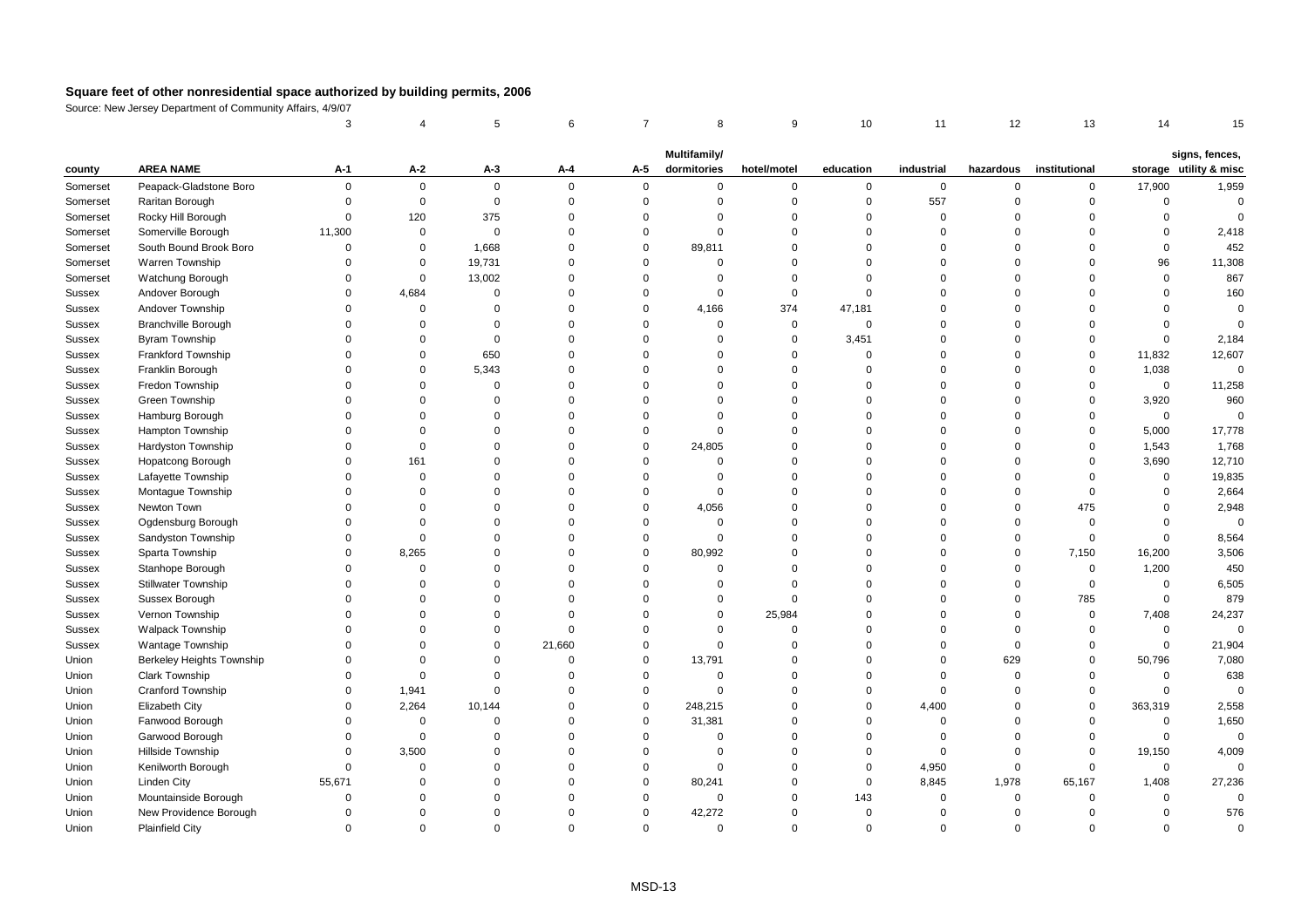# Square feet of other nonresidential space authorized by building permits, 2006

Source: New Jersey Department of Community Affairs, 4/9/07

| | | 3 | 4 | 5 | 6 | 7 | 8 | 9 | 10 | 11 | 12 | 13 | 14 | 15 |
|---|---|---|---|---|---|---|---|---|---|---|---|---|---|---|
| county | AREA NAME | A-1 | A-2 | A-3 | A-4 | A-5 | Multifamily/ dormitories | hotel/motel | education | industrial | hazardous | institutional | storage | signs, fences, utility & misc |
| Somerset | Peapack-Gladstone Boro | 0 | 0 | 0 | 0 | 0 | 0 | 0 | 0 | 0 | 0 | 0 | 17,900 | 1,959 |
| Somerset | Raritan Borough | 0 | 0 | 0 | 0 | 0 | 0 | 0 | 0 | 557 | 0 | 0 | 0 | 0 |
| Somerset | Rocky Hill Borough | 0 | 120 | 375 | 0 | 0 | 0 | 0 | 0 | 0 | 0 | 0 | 0 | 0 |
| Somerset | Somerville Borough | 11,300 | 0 | 0 | 0 | 0 | 0 | 0 | 0 | 0 | 0 | 0 | 0 | 2,418 |
| Somerset | South Bound Brook Boro | 0 | 0 | 1,668 | 0 | 0 | 89,811 | 0 | 0 | 0 | 0 | 0 | 0 | 452 |
| Somerset | Warren Township | 0 | 0 | 19,731 | 0 | 0 | 0 | 0 | 0 | 0 | 0 | 0 | 96 | 11,308 |
| Somerset | Watchung Borough | 0 | 0 | 13,002 | 0 | 0 | 0 | 0 | 0 | 0 | 0 | 0 | 0 | 867 |
| Sussex | Andover Borough | 0 | 4,684 | 0 | 0 | 0 | 0 | 0 | 0 | 0 | 0 | 0 | 0 | 160 |
| Sussex | Andover Township | 0 | 0 | 0 | 0 | 0 | 4,166 | 374 | 47,181 | 0 | 0 | 0 | 0 | 0 |
| Sussex | Branchville Borough | 0 | 0 | 0 | 0 | 0 | 0 | 0 | 0 | 0 | 0 | 0 | 0 | 0 |
| Sussex | Byram Township | 0 | 0 | 0 | 0 | 0 | 0 | 0 | 3,451 | 0 | 0 | 0 | 0 | 2,184 |
| Sussex | Frankford Township | 0 | 0 | 650 | 0 | 0 | 0 | 0 | 0 | 0 | 0 | 0 | 11,832 | 12,607 |
| Sussex | Franklin Borough | 0 | 0 | 5,343 | 0 | 0 | 0 | 0 | 0 | 0 | 0 | 0 | 1,038 | 0 |
| Sussex | Fredon Township | 0 | 0 | 0 | 0 | 0 | 0 | 0 | 0 | 0 | 0 | 0 | 0 | 11,258 |
| Sussex | Green Township | 0 | 0 | 0 | 0 | 0 | 0 | 0 | 0 | 0 | 0 | 0 | 3,920 | 960 |
| Sussex | Hamburg Borough | 0 | 0 | 0 | 0 | 0 | 0 | 0 | 0 | 0 | 0 | 0 | 0 | 0 |
| Sussex | Hampton Township | 0 | 0 | 0 | 0 | 0 | 0 | 0 | 0 | 0 | 0 | 0 | 5,000 | 17,778 |
| Sussex | Hardyston Township | 0 | 0 | 0 | 0 | 0 | 24,805 | 0 | 0 | 0 | 0 | 0 | 1,543 | 1,768 |
| Sussex | Hopatcong Borough | 0 | 161 | 0 | 0 | 0 | 0 | 0 | 0 | 0 | 0 | 0 | 3,690 | 12,710 |
| Sussex | Lafayette Township | 0 | 0 | 0 | 0 | 0 | 0 | 0 | 0 | 0 | 0 | 0 | 0 | 19,835 |
| Sussex | Montague Township | 0 | 0 | 0 | 0 | 0 | 0 | 0 | 0 | 0 | 0 | 0 | 0 | 2,664 |
| Sussex | Newton Town | 0 | 0 | 0 | 0 | 0 | 4,056 | 0 | 0 | 0 | 0 | 475 | 0 | 2,948 |
| Sussex | Ogdensburg Borough | 0 | 0 | 0 | 0 | 0 | 0 | 0 | 0 | 0 | 0 | 0 | 0 | 0 |
| Sussex | Sandyston Township | 0 | 0 | 0 | 0 | 0 | 0 | 0 | 0 | 0 | 0 | 0 | 0 | 8,564 |
| Sussex | Sparta Township | 0 | 8,265 | 0 | 0 | 0 | 80,992 | 0 | 0 | 0 | 0 | 7,150 | 16,200 | 3,506 |
| Sussex | Stanhope Borough | 0 | 0 | 0 | 0 | 0 | 0 | 0 | 0 | 0 | 0 | 0 | 1,200 | 450 |
| Sussex | Stillwater Township | 0 | 0 | 0 | 0 | 0 | 0 | 0 | 0 | 0 | 0 | 0 | 0 | 6,505 |
| Sussex | Sussex Borough | 0 | 0 | 0 | 0 | 0 | 0 | 0 | 0 | 0 | 0 | 785 | 0 | 879 |
| Sussex | Vernon Township | 0 | 0 | 0 | 0 | 0 | 0 | 25,984 | 0 | 0 | 0 | 0 | 7,408 | 24,237 |
| Sussex | Walpack Township | 0 | 0 | 0 | 0 | 0 | 0 | 0 | 0 | 0 | 0 | 0 | 0 | 0 |
| Sussex | Wantage Township | 0 | 0 | 0 | 21,660 | 0 | 0 | 0 | 0 | 0 | 0 | 0 | 0 | 21,904 |
| Union | Berkeley Heights Township | 0 | 0 | 0 | 0 | 0 | 13,791 | 0 | 0 | 0 | 629 | 0 | 50,796 | 7,080 |
| Union | Clark Township | 0 | 0 | 0 | 0 | 0 | 0 | 0 | 0 | 0 | 0 | 0 | 0 | 638 |
| Union | Cranford Township | 0 | 1,941 | 0 | 0 | 0 | 0 | 0 | 0 | 0 | 0 | 0 | 0 | 0 |
| Union | Elizabeth City | 0 | 2,264 | 10,144 | 0 | 0 | 248,215 | 0 | 0 | 4,400 | 0 | 0 | 363,319 | 2,558 |
| Union | Fanwood Borough | 0 | 0 | 0 | 0 | 0 | 31,381 | 0 | 0 | 0 | 0 | 0 | 0 | 1,650 |
| Union | Garwood Borough | 0 | 0 | 0 | 0 | 0 | 0 | 0 | 0 | 0 | 0 | 0 | 0 | 0 |
| Union | Hillside Township | 0 | 3,500 | 0 | 0 | 0 | 0 | 0 | 0 | 0 | 0 | 0 | 19,150 | 4,009 |
| Union | Kenilworth Borough | 0 | 0 | 0 | 0 | 0 | 0 | 0 | 0 | 4,950 | 0 | 0 | 0 | 0 |
| Union | Linden City | 55,671 | 0 | 0 | 0 | 0 | 80,241 | 0 | 0 | 8,845 | 1,978 | 65,167 | 1,408 | 27,236 |
| Union | Mountainside Borough | 0 | 0 | 0 | 0 | 0 | 0 | 0 | 143 | 0 | 0 | 0 | 0 | 0 |
| Union | New Providence Borough | 0 | 0 | 0 | 0 | 0 | 42,272 | 0 | 0 | 0 | 0 | 0 | 0 | 576 |
| Union | Plainfield City | 0 | 0 | 0 | 0 | 0 | 0 | 0 | 0 | 0 | 0 | 0 | 0 | 0 |

MSD-13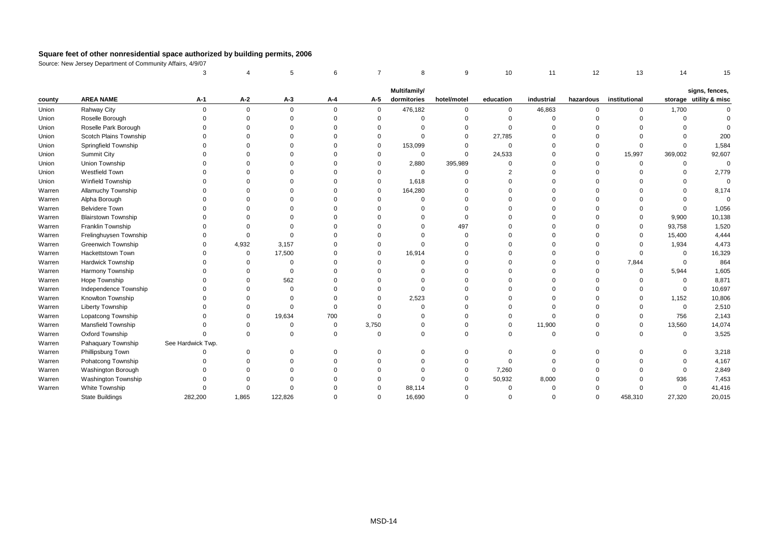## Square feet of other nonresidential space authorized by building permits, 2006

Source: New Jersey Department of Community Affairs, 4/9/07

| | | 3 | 4 | 5 | 6 | 7 | 8 | 9 | 10 | 11 | 12 | 13 | 14 | 15 |
|---|---|---|---|---|---|---|---|---|---|---|---|---|---|---|
| county | AREA NAME | A-1 | A-2 | A-3 | A-4 | A-5 | Multifamily/ dormitories | hotel/motel | education | industrial | hazardous | institutional | storage | signs, fences, utility & misc |
| Union | Rahway City | 0 | 0 | 0 | 0 | 0 | 476,182 | 0 | 0 | 46,863 | 0 | 0 | 1,700 | 0 |
| Union | Roselle Borough | 0 | 0 | 0 | 0 | 0 | 0 | 0 | 0 | 0 | 0 | 0 | 0 | 0 |
| Union | Roselle Park Borough | 0 | 0 | 0 | 0 | 0 | 0 | 0 | 0 | 0 | 0 | 0 | 0 | 0 |
| Union | Scotch Plains Township | 0 | 0 | 0 | 0 | 0 | 0 | 0 | 27,785 | 0 | 0 | 0 | 0 | 200 |
| Union | Springfield Township | 0 | 0 | 0 | 0 | 0 | 153,099 | 0 | 0 | 0 | 0 | 0 | 0 | 1,584 |
| Union | Summit City | 0 | 0 | 0 | 0 | 0 | 0 | 0 | 24,533 | 0 | 0 | 15,997 | 369,002 | 92,607 |
| Union | Union Township | 0 | 0 | 0 | 0 | 0 | 2,880 | 395,989 | 0 | 0 | 0 | 0 | 0 | 0 |
| Union | Westfield Town | 0 | 0 | 0 | 0 | 0 | 0 | 0 | 2 | 0 | 0 | 0 | 0 | 2,779 |
| Union | Winfield Township | 0 | 0 | 0 | 0 | 0 | 1,618 | 0 | 0 | 0 | 0 | 0 | 0 | 0 |
| Warren | Allamuchy Township | 0 | 0 | 0 | 0 | 0 | 164,280 | 0 | 0 | 0 | 0 | 0 | 0 | 8,174 |
| Warren | Alpha Borough | 0 | 0 | 0 | 0 | 0 | 0 | 0 | 0 | 0 | 0 | 0 | 0 | 0 |
| Warren | Belvidere Town | 0 | 0 | 0 | 0 | 0 | 0 | 0 | 0 | 0 | 0 | 0 | 0 | 1,056 |
| Warren | Blairstown Township | 0 | 0 | 0 | 0 | 0 | 0 | 0 | 0 | 0 | 0 | 0 | 9,900 | 10,138 |
| Warren | Franklin Township | 0 | 0 | 0 | 0 | 0 | 0 | 497 | 0 | 0 | 0 | 0 | 93,758 | 1,520 |
| Warren | Frelinghuysen Township | 0 | 0 | 0 | 0 | 0 | 0 | 0 | 0 | 0 | 0 | 0 | 15,400 | 4,444 |
| Warren | Greenwich Township | 0 | 4,932 | 3,157 | 0 | 0 | 0 | 0 | 0 | 0 | 0 | 0 | 1,934 | 4,473 |
| Warren | Hackettstown Town | 0 | 0 | 17,500 | 0 | 0 | 16,914 | 0 | 0 | 0 | 0 | 0 | 0 | 16,329 |
| Warren | Hardwick Township | 0 | 0 | 0 | 0 | 0 | 0 | 0 | 0 | 0 | 0 | 7,844 | 0 | 864 |
| Warren | Harmony Township | 0 | 0 | 0 | 0 | 0 | 0 | 0 | 0 | 0 | 0 | 0 | 5,944 | 1,605 |
| Warren | Hope Township | 0 | 0 | 562 | 0 | 0 | 0 | 0 | 0 | 0 | 0 | 0 | 0 | 8,871 |
| Warren | Independence Township | 0 | 0 | 0 | 0 | 0 | 0 | 0 | 0 | 0 | 0 | 0 | 0 | 10,697 |
| Warren | Knowlton Township | 0 | 0 | 0 | 0 | 0 | 2,523 | 0 | 0 | 0 | 0 | 0 | 1,152 | 10,806 |
| Warren | Liberty Township | 0 | 0 | 0 | 0 | 0 | 0 | 0 | 0 | 0 | 0 | 0 | 0 | 2,510 |
| Warren | Lopatcong Township | 0 | 0 | 19,634 | 700 | 0 | 0 | 0 | 0 | 0 | 0 | 0 | 756 | 2,143 |
| Warren | Mansfield Township | 0 | 0 | 0 | 0 | 3,750 | 0 | 0 | 0 | 11,900 | 0 | 0 | 13,560 | 14,074 |
| Warren | Oxford Township | 0 | 0 | 0 | 0 | 0 | 0 | 0 | 0 | 0 | 0 | 0 | 0 | 3,525 |
| Warren | Pahaquary Township | See Hardwick Twp. | | | | | | | | | | | | |
| Warren | Phillipsburg Town | 0 | 0 | 0 | 0 | 0 | 0 | 0 | 0 | 0 | 0 | 0 | 0 | 3,218 |
| Warren | Pohatcong Township | 0 | 0 | 0 | 0 | 0 | 0 | 0 | 0 | 0 | 0 | 0 | 0 | 4,167 |
| Warren | Washington Borough | 0 | 0 | 0 | 0 | 0 | 0 | 0 | 7,260 | 0 | 0 | 0 | 0 | 2,849 |
| Warren | Washington Township | 0 | 0 | 0 | 0 | 0 | 0 | 0 | 50,932 | 8,000 | 0 | 0 | 936 | 7,453 |
| Warren | White Township | 0 | 0 | 0 | 0 | 0 | 88,114 | 0 | 0 | 0 | 0 | 0 | 0 | 41,416 |
| | State Buildings | 282,200 | 1,865 | 122,826 | 0 | 0 | 16,690 | 0 | 0 | 0 | 0 | 458,310 | 27,320 | 20,015 |

MSD-14